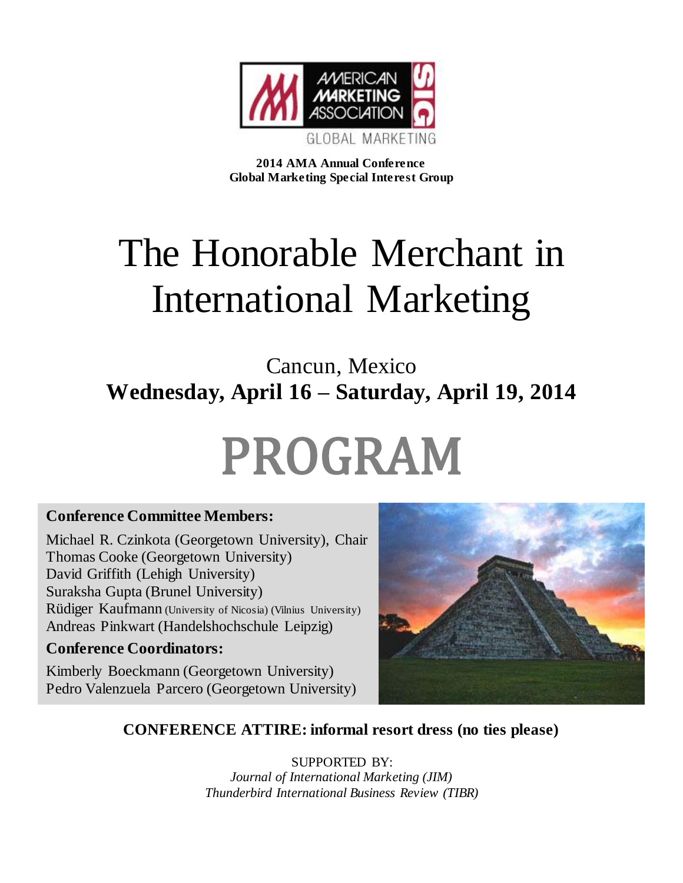AMERICAN MARKETING ASSOCIATION SIG
GLOBAL MARKETING

**2014 AMA Annual Conference**
**Global Marketing Special Interest Group**

# The Honorable Merchant in International Marketing

Cancun, Mexico
**Wednesday, April 16 – Saturday, April 19, 2014**

# PROGRAM

**Conference Committee Members:**

Michael R. Czinkota (Georgetown University), Chair
Thomas Cooke (Georgetown University)
David Griffith (Lehigh University)
Suraksha Gupta (Brunel University)
Rüdiger Kaufmann (University of Nicosia) (Vilnius University)
Andreas Pinkwart (Handelshochschule Leipzig)

**Conference Coordinators:**

Kimberly Boeckmann (Georgetown University)
Pedro Valenzuela Parcero (Georgetown University)

**CONFERENCE ATTIRE: informal resort dress (no ties please)**

SUPPORTED BY:
*Journal of International Marketing (JIM)*
*Thunderbird International Business Review (TIBR)*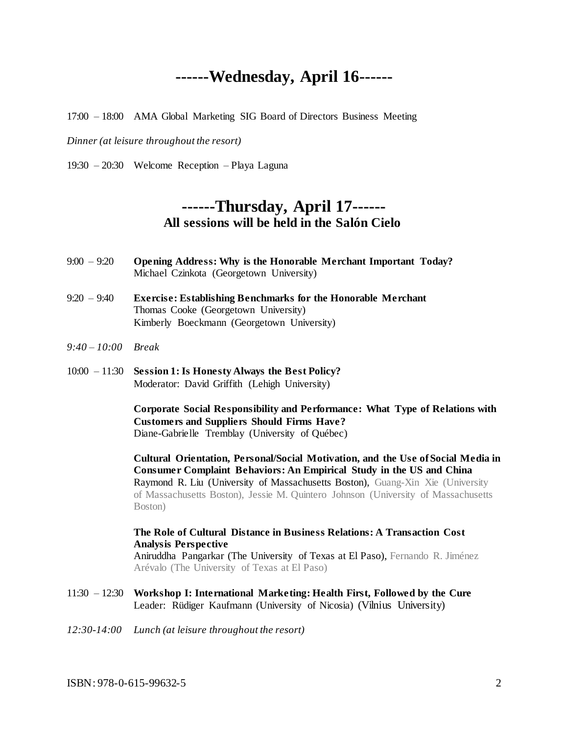## ------Wednesday, April 16------

17:00 – 18:00 AMA Global Marketing SIG Board of Directors Business Meeting

*Dinner (at leisure throughout the resort)*

19:30 – 20:30 Welcome Reception – Playa Laguna

## ------Thursday, April 17------

### All sessions will be held in the Salón Cielo

9:00 – 9:20 **Opening Address: Why is the Honorable Merchant Important Today?**
Michael Czinkota (Georgetown University)

9:20 – 9:40 **Exercise: Establishing Benchmarks for the Honorable Merchant**
Thomas Cooke (Georgetown University)
Kimberly Boeckmann (Georgetown University)

*9:40 – 10:00 Break*

10:00 – 11:30 **Session 1: Is Honesty Always the Best Policy?**
Moderator: David Griffith (Lehigh University)

**Corporate Social Responsibility and Performance: What Type of Relations with Customers and Suppliers Should Firms Have?**
Diane-Gabrielle Tremblay (University of Québec)

**Cultural Orientation, Personal/Social Motivation, and the Use of Social Media in Consumer Complaint Behaviors: An Empirical Study in the US and China**
Raymond R. Liu (University of Massachusetts Boston), Guang-Xin Xie (University of Massachusetts Boston), Jessie M. Quintero Johnson (University of Massachusetts Boston)

**The Role of Cultural Distance in Business Relations: A Transaction Cost Analysis Perspective**
Aniruddha Pangarkar (The University of Texas at El Paso), Fernando R. Jiménez Arévalo (The University of Texas at El Paso)

11:30 – 12:30 **Workshop I: International Marketing: Health First, Followed by the Cure**
Leader: Rüdiger Kaufmann (University of Nicosia) (Vilnius University)

*12:30-14:00 Lunch (at leisure throughout the resort)*

ISBN: 978-0-615-99632-5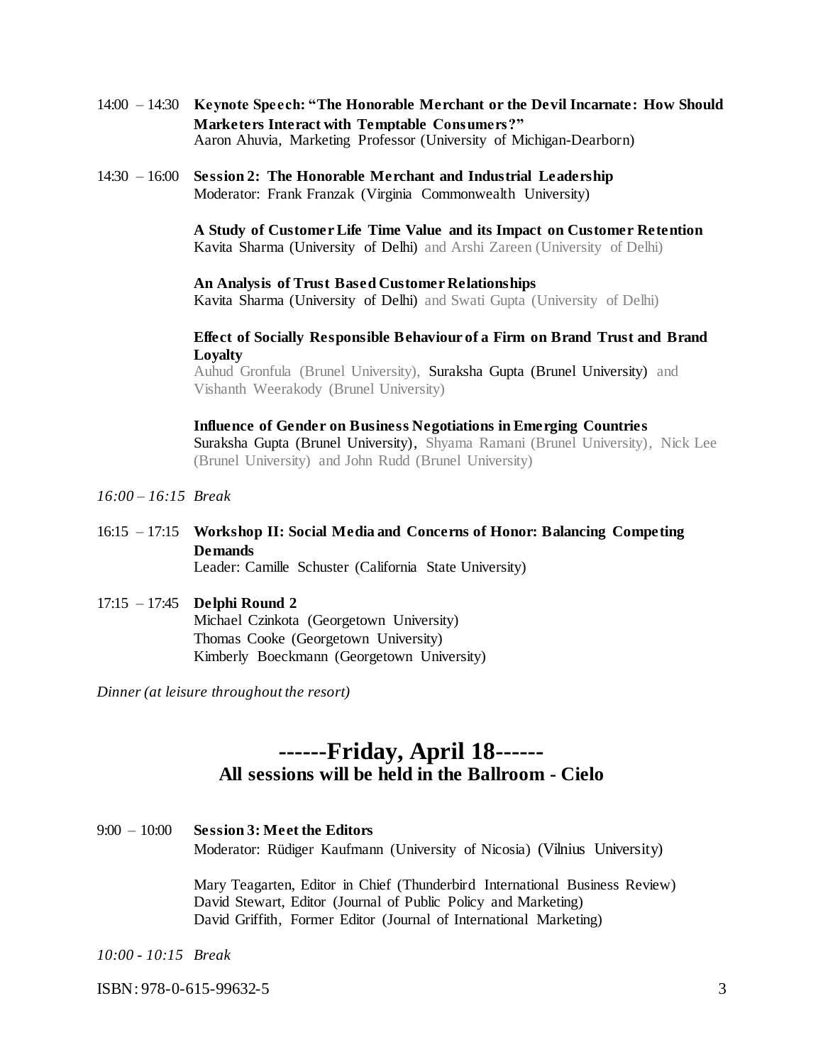14:00 – 14:30 **Keynote Speech: "The Honorable Merchant or the Devil Incarnate: How Should Marketers Interact with Temptable Consumers?"**
Aaron Ahuvia, Marketing Professor (University of Michigan-Dearborn)

14:30 – 16:00 **Session 2: The Honorable Merchant and Industrial Leadership**
Moderator: Frank Franzak (Virginia Commonwealth University)

**A Study of Customer Life Time Value and its Impact on Customer Retention**
Kavita Sharma (University of Delhi) and Arshi Zareen (University of Delhi)

**An Analysis of Trust Based Customer Relationships**
Kavita Sharma (University of Delhi) and Swati Gupta (University of Delhi)

**Effect of Socially Responsible Behaviour of a Firm on Brand Trust and Brand Loyalty**
Auhud Gronfula (Brunel University), Suraksha Gupta (Brunel University) and Vishanth Weerakody (Brunel University)

**Influence of Gender on Business Negotiations in Emerging Countries**
Suraksha Gupta (Brunel University), Shyama Ramani (Brunel University), Nick Lee (Brunel University) and John Rudd (Brunel University)

*16:00 – 16:15 Break*

16:15 – 17:15 **Workshop II: Social Media and Concerns of Honor: Balancing Competing Demands**
Leader: Camille Schuster (California State University)

17:15 – 17:45 **Delphi Round 2**
Michael Czinkota (Georgetown University)
Thomas Cooke (Georgetown University)
Kimberly Boeckmann (Georgetown University)

*Dinner (at leisure throughout the resort)*

## ------Friday, April 18------
### All sessions will be held in the Ballroom - Cielo

9:00 – 10:00 **Session 3: Meet the Editors**
Moderator: Rüdiger Kaufmann (University of Nicosia) (Vilnius University)

Mary Teagarten, Editor in Chief (Thunderbird International Business Review)
David Stewart, Editor (Journal of Public Policy and Marketing)
David Griffith, Former Editor (Journal of International Marketing)

*10:00 - 10:15 Break*

ISBN: 978-0-615-99632-5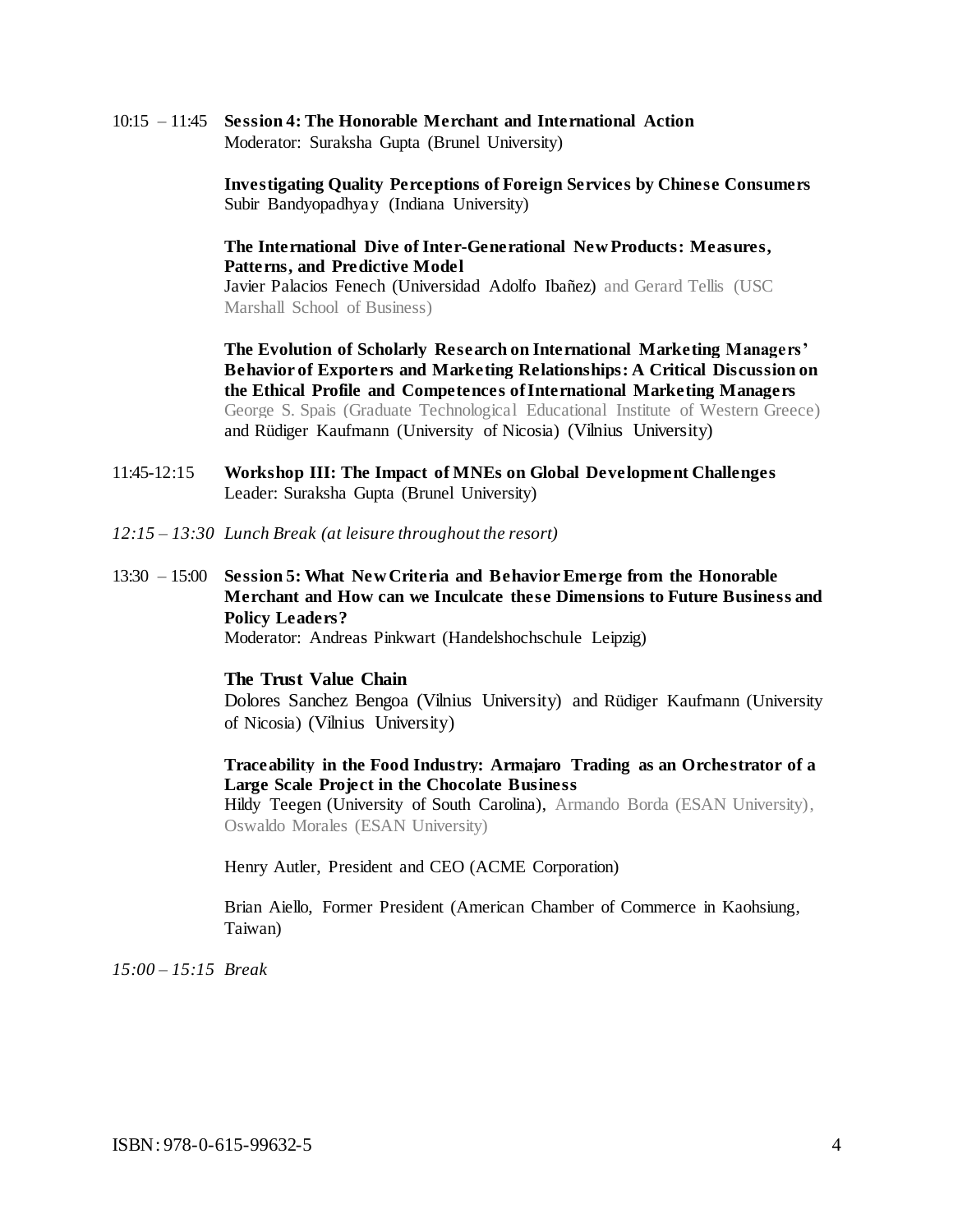10:15 – 11:45 **Session 4: The Honorable Merchant and International Action**
Moderator: Suraksha Gupta (Brunel University)

**Investigating Quality Perceptions of Foreign Services by Chinese Consumers**
Subir Bandyopadhyay (Indiana University)

**The International Dive of Inter-Generational New Products: Measures, Patterns, and Predictive Model**
Javier Palacios Fenech (Universidad Adolfo Ibañez) and Gerard Tellis (USC Marshall School of Business)

**The Evolution of Scholarly Research on International Marketing Managers' Behavior of Exporters and Marketing Relationships: A Critical Discussion on the Ethical Profile and Competences of International Marketing Managers**
George S. Spais (Graduate Technological Educational Institute of Western Greece) and Rüdiger Kaufmann (University of Nicosia) (Vilnius University)

11:45-12:15 **Workshop III: The Impact of MNEs on Global Development Challenges**
Leader: Suraksha Gupta (Brunel University)

*12:15 – 13:30 Lunch Break (at leisure throughout the resort)*

13:30 – 15:00 **Session 5: What New Criteria and Behavior Emerge from the Honorable Merchant and How can we Inculcate these Dimensions to Future Business and Policy Leaders?**
Moderator: Andreas Pinkwart (Handelshochschule Leipzig)

**The Trust Value Chain**
Dolores Sanchez Bengoa (Vilnius University) and Rüdiger Kaufmann (University of Nicosia) (Vilnius University)

**Traceability in the Food Industry: Armajaro Trading as an Orchestrator of a Large Scale Project in the Chocolate Business**
Hildy Teegen (University of South Carolina), Armando Borda (ESAN University), Oswaldo Morales (ESAN University)

Henry Autler, President and CEO (ACME Corporation)

Brian Aiello, Former President (American Chamber of Commerce in Kaohsiung, Taiwan)

*15:00 – 15:15 Break*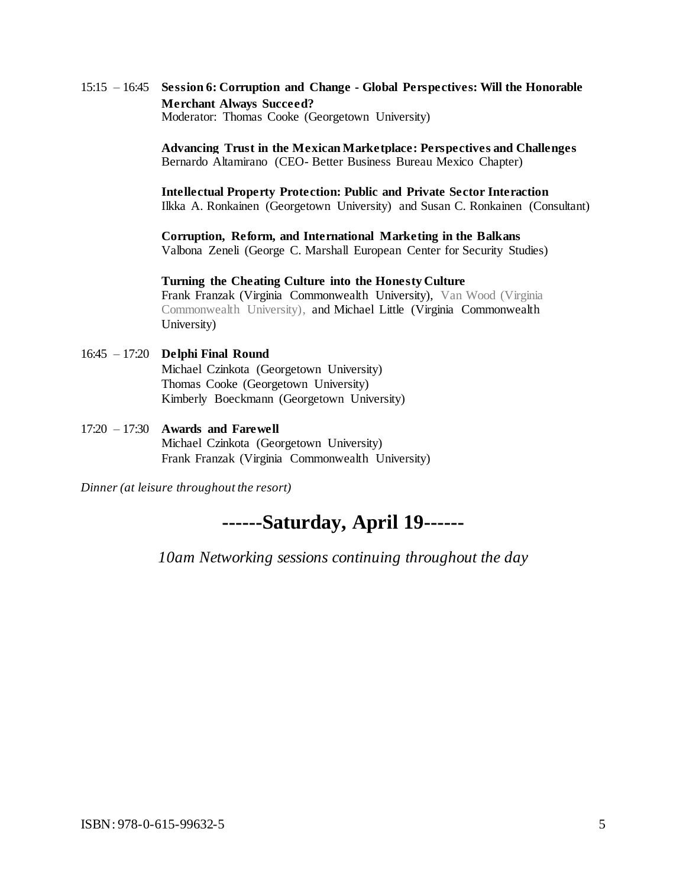15:15 – 16:45 **Session 6: Corruption and Change - Global Perspectives: Will the Honorable Merchant Always Succeed?**
Moderator: Thomas Cooke (Georgetown University)

**Advancing Trust in the Mexican Marketplace: Perspectives and Challenges**
Bernardo Altamirano (CEO- Better Business Bureau Mexico Chapter)

**Intellectual Property Protection: Public and Private Sector Interaction**
Ilkka A. Ronkainen (Georgetown University) and Susan C. Ronkainen (Consultant)

**Corruption, Reform, and International Marketing in the Balkans**
Valbona Zeneli (George C. Marshall European Center for Security Studies)

**Turning the Cheating Culture into the Honesty Culture**
Frank Franzak (Virginia Commonwealth University), Van Wood (Virginia Commonwealth University), and Michael Little (Virginia Commonwealth University)

16:45 – 17:20 **Delphi Final Round**
Michael Czinkota (Georgetown University)
Thomas Cooke (Georgetown University)
Kimberly Boeckmann (Georgetown University)

17:20 – 17:30 **Awards and Farewell**
Michael Czinkota (Georgetown University)
Frank Franzak (Virginia Commonwealth University)

*Dinner (at leisure throughout the resort)*

## ------Saturday, April 19------

*10am Networking sessions continuing throughout the day*

ISBN: 978-0-615-99632-5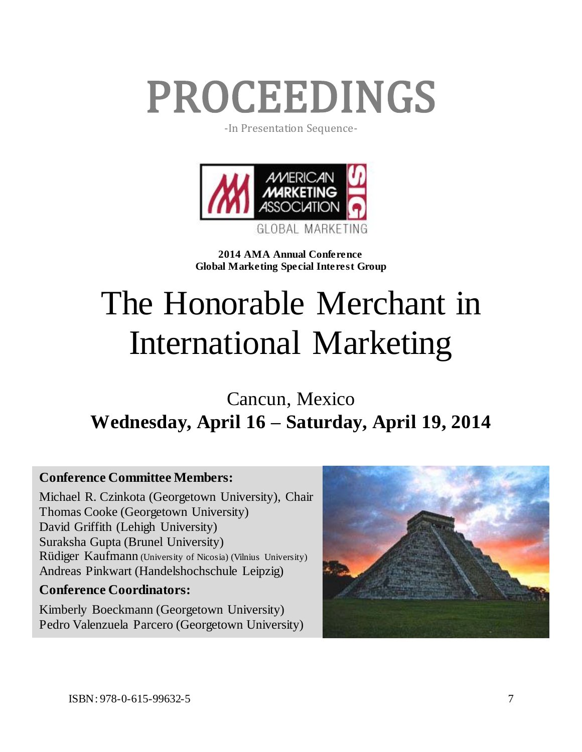# PROCEEDINGS

-In Presentation Sequence-

**2014 AMA Annual Conference**
**Global Marketing Special Interest Group**

# The Honorable Merchant in International Marketing

Cancun, Mexico

**Wednesday, April 16 – Saturday, April 19, 2014**

**Conference Committee Members:**

Michael R. Czinkota (Georgetown University), Chair
Thomas Cooke (Georgetown University)
David Griffith (Lehigh University)
Suraksha Gupta (Brunel University)
Rüdiger Kaufmann (University of Nicosia) (Vilnius University)
Andreas Pinkwart (Handelshochschule Leipzig)

**Conference Coordinators:**

Kimberly Boeckmann (Georgetown University)
Pedro Valenzuela Parcero (Georgetown University)

ISBN: 978-0-615-99632-5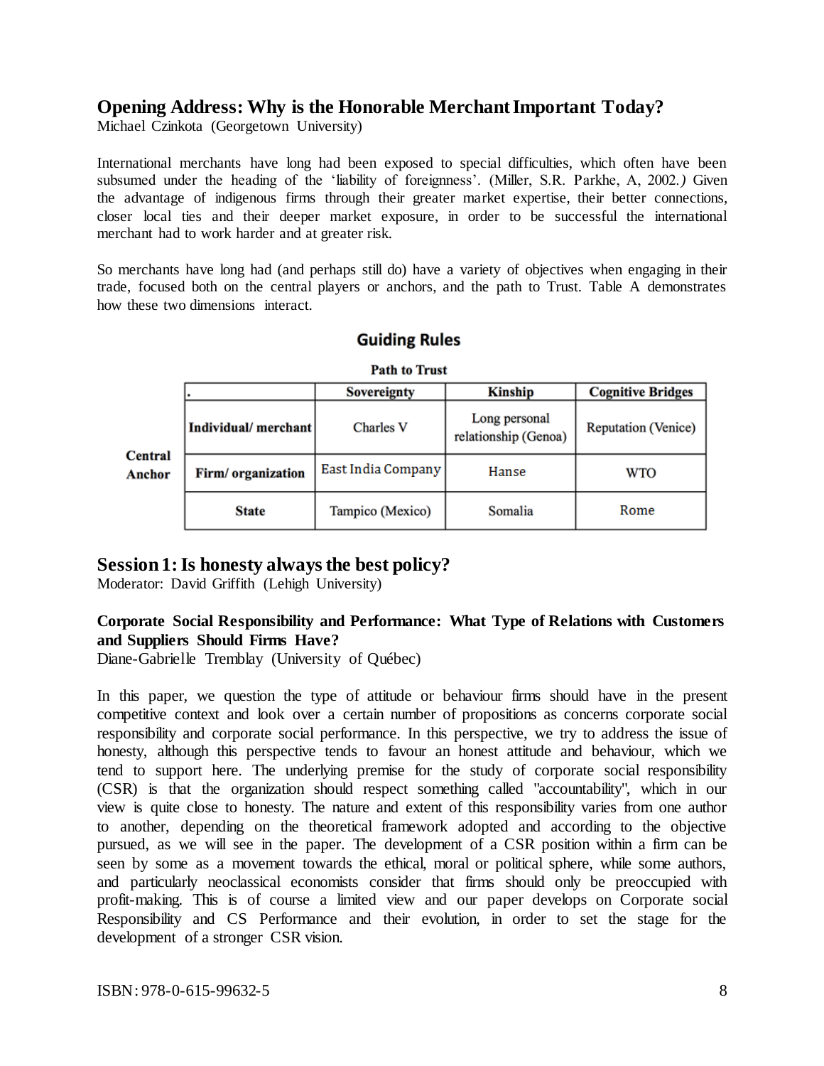## Opening Address: Why is the Honorable Merchant Important Today?

Michael Czinkota (Georgetown University)

International merchants have long had been exposed to special difficulties, which often have been subsumed under the heading of the 'liability of foreignness'. (Miller, S.R. Parkhe, A, 2002.*)* Given the advantage of indigenous firms through their greater market expertise, their better connections, closer local ties and their deeper market exposure, in order to be successful the international merchant had to work harder and at greater risk.

So merchants have long had (and perhaps still do) have a variety of objectives when engaging in their trade, focused both on the central players or anchors, and the path to Trust. Table A demonstrates how these two dimensions interact.

**Guiding Rules**

| | | Path to Trust | | |
|---|---|---|---|---|
| | . | **Sovereignty** | **Kinship** | **Cognitive Bridges** |
| **Central Anchor** | **Individual/ merchant** | Charles V | Long personal relationship (Genoa) | Reputation (Venice) |
| | **Firm/ organization** | East India Company | Hanse | WTO |
| | **State** | Tampico (Mexico) | Somalia | Rome |

## Session 1: Is honesty always the best policy?

Moderator: David Griffith (Lehigh University)

### Corporate Social Responsibility and Performance: What Type of Relations with Customers and Suppliers Should Firms Have?

Diane-Gabrielle Tremblay (University of Québec)

In this paper, we question the type of attitude or behaviour firms should have in the present competitive context and look over a certain number of propositions as concerns corporate social responsibility and corporate social performance. In this perspective, we try to address the issue of honesty, although this perspective tends to favour an honest attitude and behaviour, which we tend to support here. The underlying premise for the study of corporate social responsibility (CSR) is that the organization should respect something called "accountability", which in our view is quite close to honesty. The nature and extent of this responsibility varies from one author to another, depending on the theoretical framework adopted and according to the objective pursued, as we will see in the paper. The development of a CSR position within a firm can be seen by some as a movement towards the ethical, moral or political sphere, while some authors, and particularly neoclassical economists consider that firms should only be preoccupied with profit-making. This is of course a limited view and our paper develops on Corporate social Responsibility and CS Performance and their evolution, in order to set the stage for the development of a stronger CSR vision.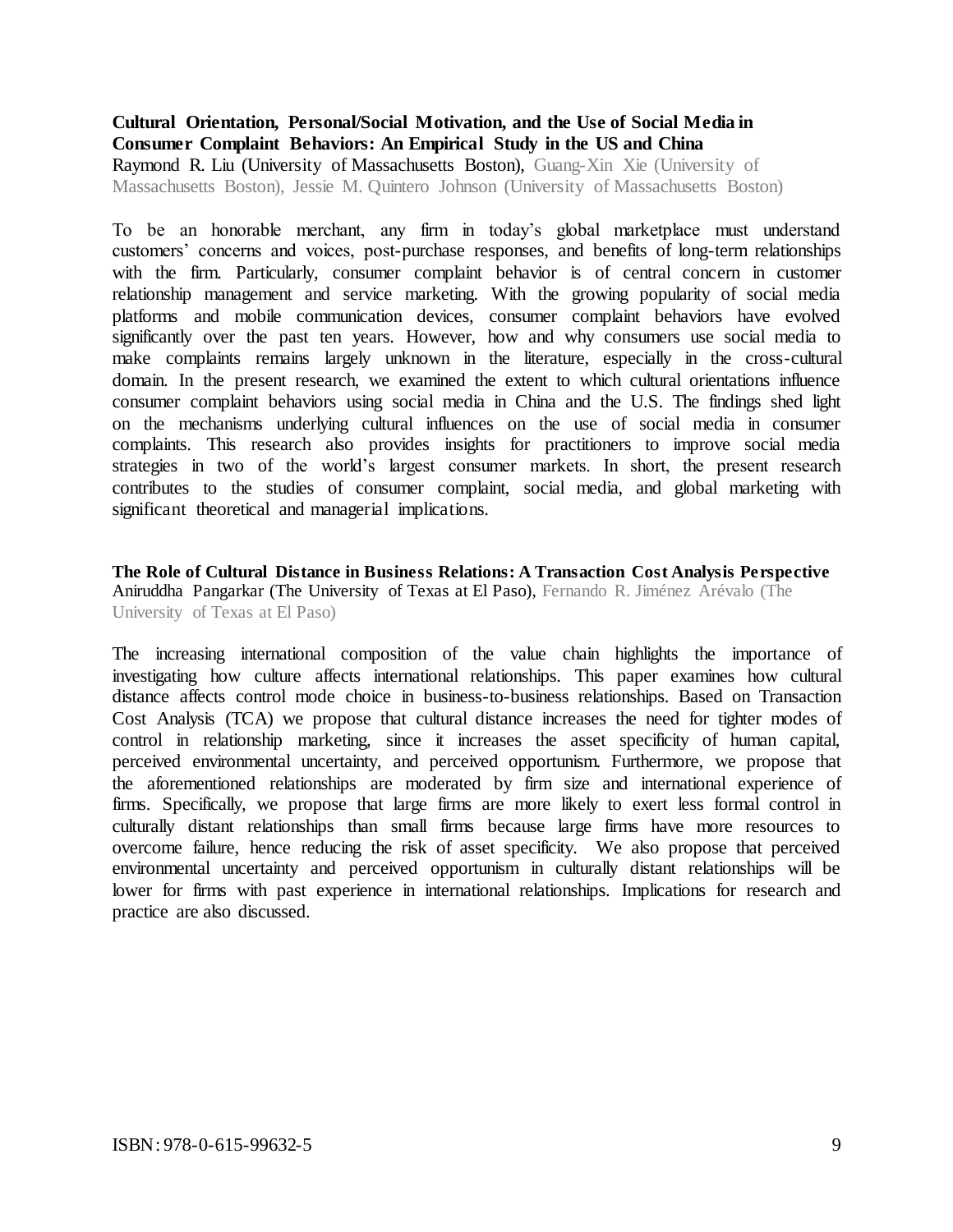### Cultural Orientation, Personal/Social Motivation, and the Use of Social Media in Consumer Complaint Behaviors: An Empirical Study in the US and China

Raymond R. Liu (University of Massachusetts Boston), Guang-Xin Xie (University of Massachusetts Boston), Jessie M. Quintero Johnson (University of Massachusetts Boston)

To be an honorable merchant, any firm in today's global marketplace must understand customers' concerns and voices, post-purchase responses, and benefits of long-term relationships with the firm. Particularly, consumer complaint behavior is of central concern in customer relationship management and service marketing. With the growing popularity of social media platforms and mobile communication devices, consumer complaint behaviors have evolved significantly over the past ten years. However, how and why consumers use social media to make complaints remains largely unknown in the literature, especially in the cross-cultural domain. In the present research, we examined the extent to which cultural orientations influence consumer complaint behaviors using social media in China and the U.S. The findings shed light on the mechanisms underlying cultural influences on the use of social media in consumer complaints. This research also provides insights for practitioners to improve social media strategies in two of the world's largest consumer markets. In short, the present research contributes to the studies of consumer complaint, social media, and global marketing with significant theoretical and managerial implications.

### The Role of Cultural Distance in Business Relations: A Transaction Cost Analysis Perspective

Aniruddha Pangarkar (The University of Texas at El Paso), Fernando R. Jiménez Arévalo (The University of Texas at El Paso)

The increasing international composition of the value chain highlights the importance of investigating how culture affects international relationships. This paper examines how cultural distance affects control mode choice in business-to-business relationships. Based on Transaction Cost Analysis (TCA) we propose that cultural distance increases the need for tighter modes of control in relationship marketing, since it increases the asset specificity of human capital, perceived environmental uncertainty, and perceived opportunism. Furthermore, we propose that the aforementioned relationships are moderated by firm size and international experience of firms. Specifically, we propose that large firms are more likely to exert less formal control in culturally distant relationships than small firms because large firms have more resources to overcome failure, hence reducing the risk of asset specificity. We also propose that perceived environmental uncertainty and perceived opportunism in culturally distant relationships will be lower for firms with past experience in international relationships. Implications for research and practice are also discussed.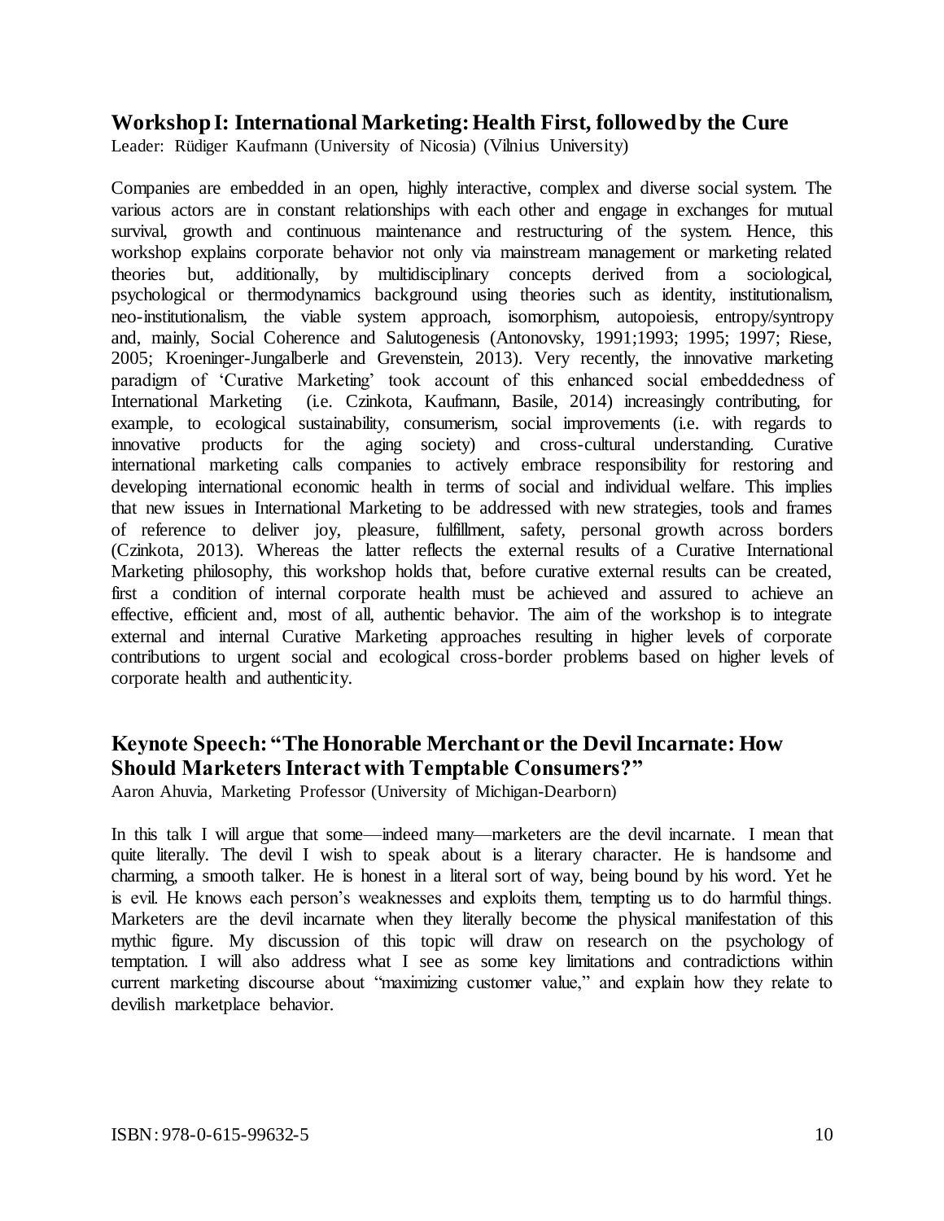## Workshop I: International Marketing: Health First, followed by the Cure

Leader: Rüdiger Kaufmann (University of Nicosia) (Vilnius University)

Companies are embedded in an open, highly interactive, complex and diverse social system. The various actors are in constant relationships with each other and engage in exchanges for mutual survival, growth and continuous maintenance and restructuring of the system. Hence, this workshop explains corporate behavior not only via mainstream management or marketing related theories but, additionally, by multidisciplinary concepts derived from a sociological, psychological or thermodynamics background using theories such as identity, institutionalism, neo-institutionalism, the viable system approach, isomorphism, autopoiesis, entropy/syntropy and, mainly, Social Coherence and Salutogenesis (Antonovsky, 1991;1993; 1995; 1997; Riese, 2005; Kroeninger-Jungalberle and Grevenstein, 2013). Very recently, the innovative marketing paradigm of 'Curative Marketing' took account of this enhanced social embeddedness of International Marketing (i.e. Czinkota, Kaufmann, Basile, 2014) increasingly contributing, for example, to ecological sustainability, consumerism, social improvements (i.e. with regards to innovative products for the aging society) and cross-cultural understanding. Curative international marketing calls companies to actively embrace responsibility for restoring and developing international economic health in terms of social and individual welfare. This implies that new issues in International Marketing to be addressed with new strategies, tools and frames of reference to deliver joy, pleasure, fulfillment, safety, personal growth across borders (Czinkota, 2013). Whereas the latter reflects the external results of a Curative International Marketing philosophy, this workshop holds that, before curative external results can be created, first a condition of internal corporate health must be achieved and assured to achieve an effective, efficient and, most of all, authentic behavior. The aim of the workshop is to integrate external and internal Curative Marketing approaches resulting in higher levels of corporate contributions to urgent social and ecological cross-border problems based on higher levels of corporate health and authenticity.

## Keynote Speech: "The Honorable Merchant or the Devil Incarnate: How Should Marketers Interact with Temptable Consumers?"

Aaron Ahuvia, Marketing Professor (University of Michigan-Dearborn)

In this talk I will argue that some—indeed many—marketers are the devil incarnate. I mean that quite literally. The devil I wish to speak about is a literary character. He is handsome and charming, a smooth talker. He is honest in a literal sort of way, being bound by his word. Yet he is evil. He knows each person's weaknesses and exploits them, tempting us to do harmful things. Marketers are the devil incarnate when they literally become the physical manifestation of this mythic figure. My discussion of this topic will draw on research on the psychology of temptation. I will also address what I see as some key limitations and contradictions within current marketing discourse about "maximizing customer value," and explain how they relate to devilish marketplace behavior.

ISBN: 978-0-615-99632-5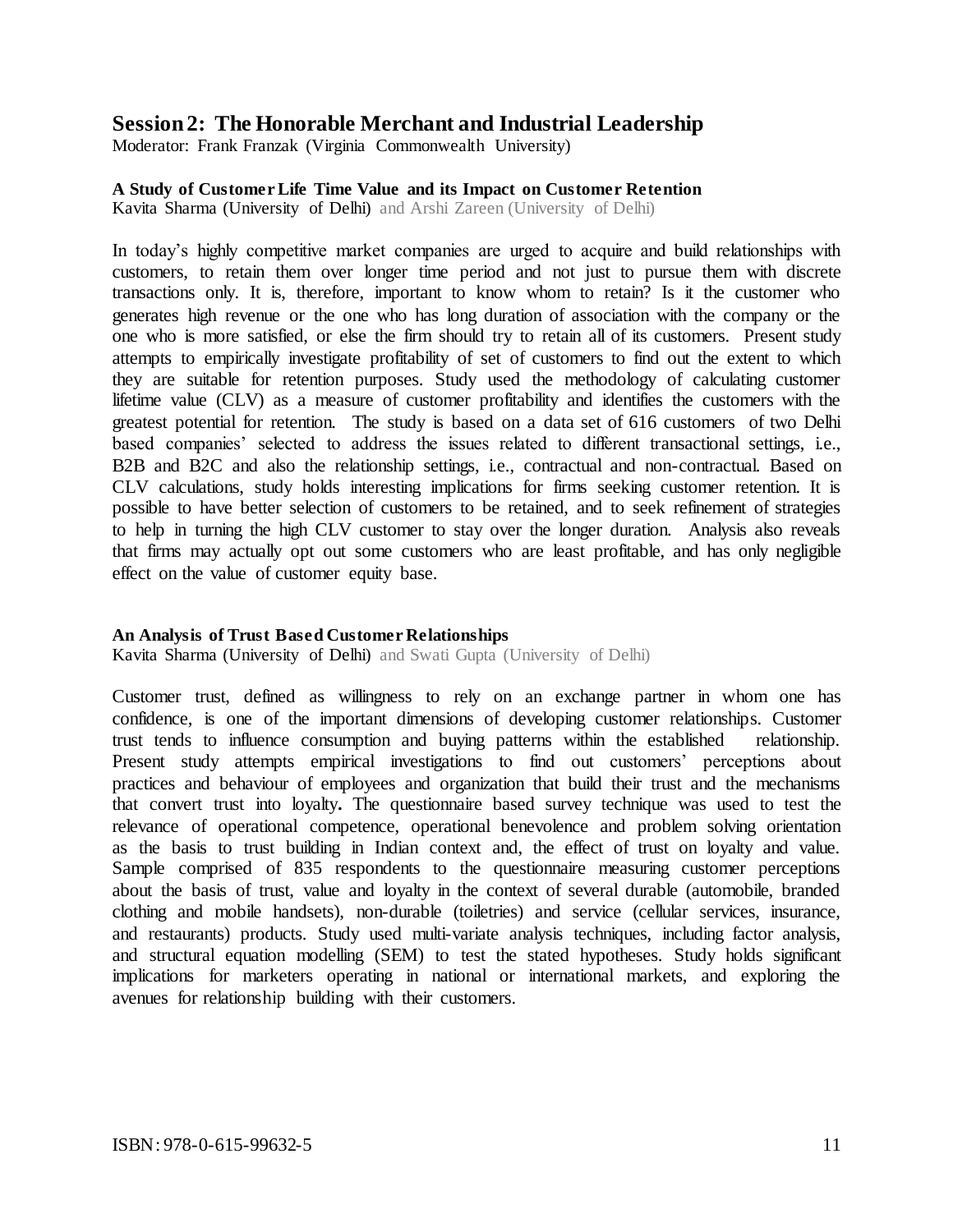## Session 2: The Honorable Merchant and Industrial Leadership

Moderator: Frank Franzak (Virginia Commonwealth University)

**A Study of Customer Life Time Value and its Impact on Customer Retention**
Kavita Sharma (University of Delhi) and Arshi Zareen (University of Delhi)

In today's highly competitive market companies are urged to acquire and build relationships with customers, to retain them over longer time period and not just to pursue them with discrete transactions only. It is, therefore, important to know whom to retain? Is it the customer who generates high revenue or the one who has long duration of association with the company or the one who is more satisfied, or else the firm should try to retain all of its customers. Present study attempts to empirically investigate profitability of set of customers to find out the extent to which they are suitable for retention purposes. Study used the methodology of calculating customer lifetime value (CLV) as a measure of customer profitability and identifies the customers with the greatest potential for retention. The study is based on a data set of 616 customers of two Delhi based companies' selected to address the issues related to different transactional settings, i.e., B2B and B2C and also the relationship settings, i.e., contractual and non-contractual. Based on CLV calculations, study holds interesting implications for firms seeking customer retention. It is possible to have better selection of customers to be retained, and to seek refinement of strategies to help in turning the high CLV customer to stay over the longer duration. Analysis also reveals that firms may actually opt out some customers who are least profitable, and has only negligible effect on the value of customer equity base.

**An Analysis of Trust Based Customer Relationships**
Kavita Sharma (University of Delhi) and Swati Gupta (University of Delhi)

Customer trust, defined as willingness to rely on an exchange partner in whom one has confidence, is one of the important dimensions of developing customer relationships. Customer trust tends to influence consumption and buying patterns within the established relationship. Present study attempts empirical investigations to find out customers' perceptions about practices and behaviour of employees and organization that build their trust and the mechanisms that convert trust into loyalty**.** The questionnaire based survey technique was used to test the relevance of operational competence, operational benevolence and problem solving orientation as the basis to trust building in Indian context and, the effect of trust on loyalty and value. Sample comprised of 835 respondents to the questionnaire measuring customer perceptions about the basis of trust, value and loyalty in the context of several durable (automobile, branded clothing and mobile handsets), non-durable (toiletries) and service (cellular services, insurance, and restaurants) products. Study used multi-variate analysis techniques, including factor analysis, and structural equation modelling (SEM) to test the stated hypotheses. Study holds significant implications for marketers operating in national or international markets, and exploring the avenues for relationship building with their customers.

ISBN: 978-0-615-99632-5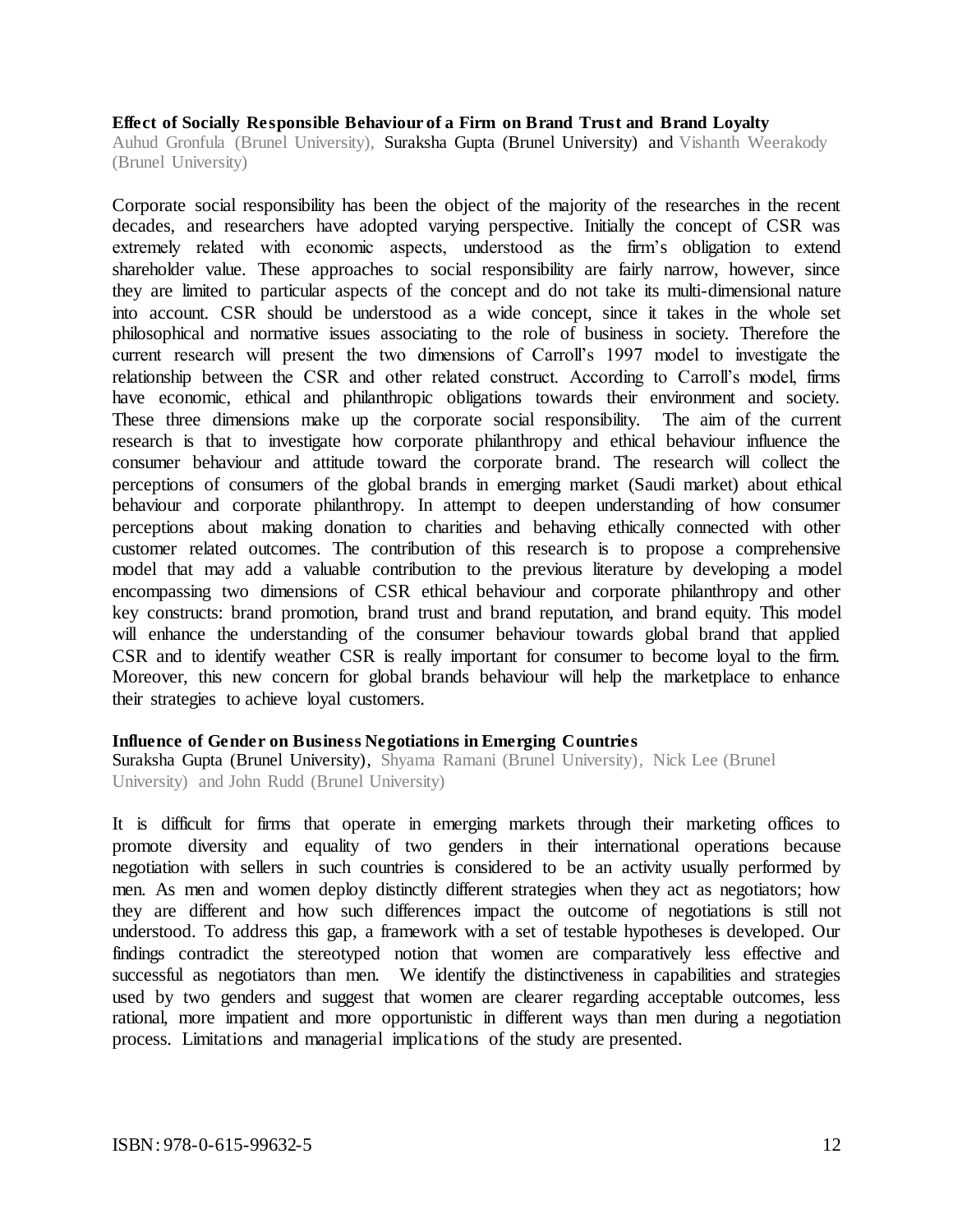**Effect of Socially Responsible Behaviour of a Firm on Brand Trust and Brand Loyalty**

Auhud Gronfula (Brunel University), Suraksha Gupta (Brunel University) and Vishanth Weerakody (Brunel University)

Corporate social responsibility has been the object of the majority of the researches in the recent decades, and researchers have adopted varying perspective. Initially the concept of CSR was extremely related with economic aspects, understood as the firm's obligation to extend shareholder value. These approaches to social responsibility are fairly narrow, however, since they are limited to particular aspects of the concept and do not take its multi-dimensional nature into account. CSR should be understood as a wide concept, since it takes in the whole set philosophical and normative issues associating to the role of business in society. Therefore the current research will present the two dimensions of Carroll's 1997 model to investigate the relationship between the CSR and other related construct. According to Carroll's model, firms have economic, ethical and philanthropic obligations towards their environment and society. These three dimensions make up the corporate social responsibility. The aim of the current research is that to investigate how corporate philanthropy and ethical behaviour influence the consumer behaviour and attitude toward the corporate brand. The research will collect the perceptions of consumers of the global brands in emerging market (Saudi market) about ethical behaviour and corporate philanthropy. In attempt to deepen understanding of how consumer perceptions about making donation to charities and behaving ethically connected with other customer related outcomes. The contribution of this research is to propose a comprehensive model that may add a valuable contribution to the previous literature by developing a model encompassing two dimensions of CSR ethical behaviour and corporate philanthropy and other key constructs: brand promotion, brand trust and brand reputation, and brand equity. This model will enhance the understanding of the consumer behaviour towards global brand that applied CSR and to identify weather CSR is really important for consumer to become loyal to the firm. Moreover, this new concern for global brands behaviour will help the marketplace to enhance their strategies to achieve loyal customers.

**Influence of Gender on Business Negotiations in Emerging Countries**

Suraksha Gupta (Brunel University), Shyama Ramani (Brunel University), Nick Lee (Brunel University) and John Rudd (Brunel University)

It is difficult for firms that operate in emerging markets through their marketing offices to promote diversity and equality of two genders in their international operations because negotiation with sellers in such countries is considered to be an activity usually performed by men. As men and women deploy distinctly different strategies when they act as negotiators; how they are different and how such differences impact the outcome of negotiations is still not understood. To address this gap, a framework with a set of testable hypotheses is developed. Our findings contradict the stereotyped notion that women are comparatively less effective and successful as negotiators than men. We identify the distinctiveness in capabilities and strategies used by two genders and suggest that women are clearer regarding acceptable outcomes, less rational, more impatient and more opportunistic in different ways than men during a negotiation process. Limitations and managerial implications of the study are presented.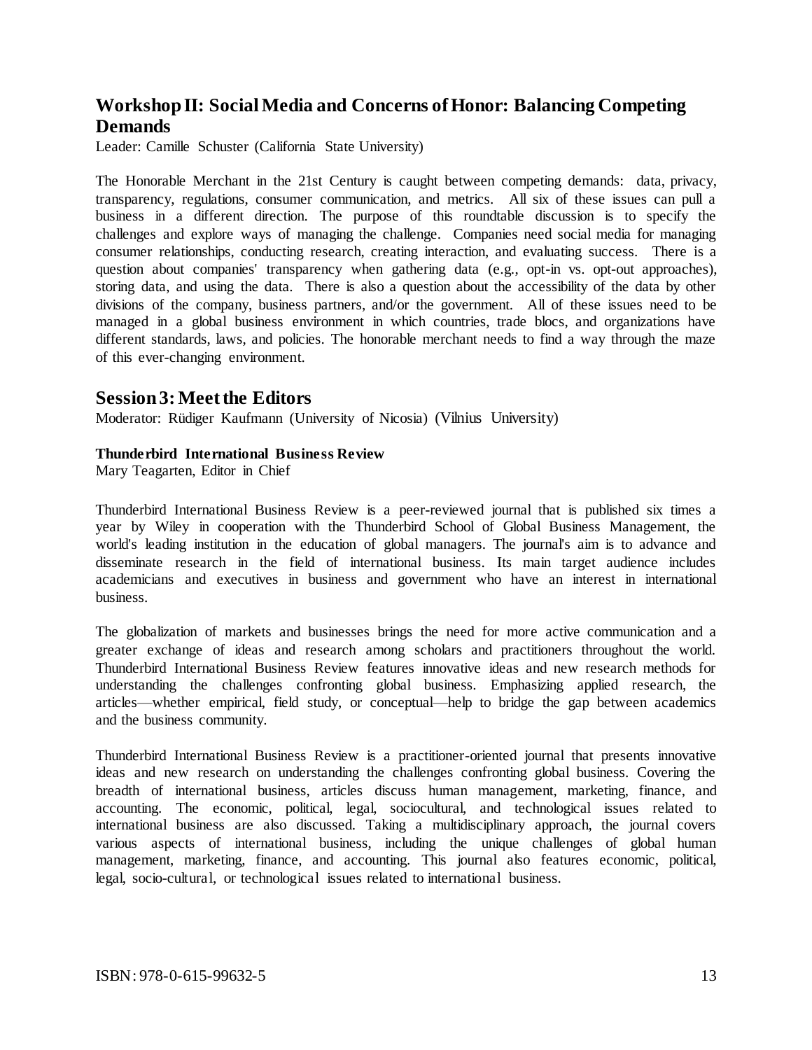## Workshop II: Social Media and Concerns of Honor: Balancing Competing Demands

Leader: Camille Schuster (California State University)

The Honorable Merchant in the 21st Century is caught between competing demands: data, privacy, transparency, regulations, consumer communication, and metrics. All six of these issues can pull a business in a different direction. The purpose of this roundtable discussion is to specify the challenges and explore ways of managing the challenge. Companies need social media for managing consumer relationships, conducting research, creating interaction, and evaluating success. There is a question about companies' transparency when gathering data (e.g., opt-in vs. opt-out approaches), storing data, and using the data. There is also a question about the accessibility of the data by other divisions of the company, business partners, and/or the government. All of these issues need to be managed in a global business environment in which countries, trade blocs, and organizations have different standards, laws, and policies. The honorable merchant needs to find a way through the maze of this ever-changing environment.

## Session 3: Meet the Editors

Moderator: Rüdiger Kaufmann (University of Nicosia) (Vilnius University)

**Thunderbird International Business Review**

Mary Teagarten, Editor in Chief

Thunderbird International Business Review is a peer-reviewed journal that is published six times a year by Wiley in cooperation with the Thunderbird School of Global Business Management, the world's leading institution in the education of global managers. The journal's aim is to advance and disseminate research in the field of international business. Its main target audience includes academicians and executives in business and government who have an interest in international business.

The globalization of markets and businesses brings the need for more active communication and a greater exchange of ideas and research among scholars and practitioners throughout the world. Thunderbird International Business Review features innovative ideas and new research methods for understanding the challenges confronting global business. Emphasizing applied research, the articles—whether empirical, field study, or conceptual—help to bridge the gap between academics and the business community.

Thunderbird International Business Review is a practitioner-oriented journal that presents innovative ideas and new research on understanding the challenges confronting global business. Covering the breadth of international business, articles discuss human management, marketing, finance, and accounting. The economic, political, legal, sociocultural, and technological issues related to international business are also discussed. Taking a multidisciplinary approach, the journal covers various aspects of international business, including the unique challenges of global human management, marketing, finance, and accounting. This journal also features economic, political, legal, socio-cultural, or technological issues related to international business.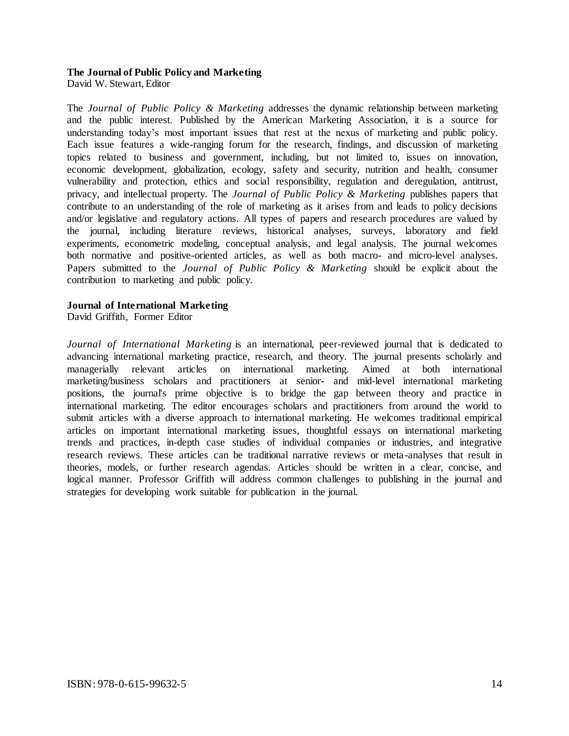**The Journal of Public Policy and Marketing**
David W. Stewart, Editor

The *Journal of Public Policy & Marketing* addresses the dynamic relationship between marketing and the public interest. Published by the American Marketing Association, it is a source for understanding today's most important issues that rest at the nexus of marketing and public policy. Each issue features a wide-ranging forum for the research, findings, and discussion of marketing topics related to business and government, including, but not limited to, issues on innovation, economic development, globalization, ecology, safety and security, nutrition and health, consumer vulnerability and protection, ethics and social responsibility, regulation and deregulation, antitrust, privacy, and intellectual property. The *Journal of Public Policy & Marketing* publishes papers that contribute to an understanding of the role of marketing as it arises from and leads to policy decisions and/or legislative and regulatory actions. All types of papers and research procedures are valued by the journal, including literature reviews, historical analyses, surveys, laboratory and field experiments, econometric modeling, conceptual analysis, and legal analysis. The journal welcomes both normative and positive-oriented articles, as well as both macro- and micro-level analyses. Papers submitted to the *Journal of Public Policy & Marketing* should be explicit about the contribution to marketing and public policy.

**Journal of International Marketing**
David Griffith, Former Editor

*Journal of International Marketing* is an international, peer-reviewed journal that is dedicated to advancing international marketing practice, research, and theory. The journal presents scholarly and managerially relevant articles on international marketing. Aimed at both international marketing/business scholars and practitioners at senior- and mid-level international marketing positions, the journal's prime objective is to bridge the gap between theory and practice in international marketing. The editor encourages scholars and practitioners from around the world to submit articles with a diverse approach to international marketing. He welcomes traditional empirical articles on important international marketing issues, thoughtful essays on international marketing trends and practices, in-depth case studies of individual companies or industries, and integrative research reviews. These articles can be traditional narrative reviews or meta-analyses that result in theories, models, or further research agendas. Articles should be written in a clear, concise, and logical manner. Professor Griffith will address common challenges to publishing in the journal and strategies for developing work suitable for publication in the journal.

ISBN: 978-0-615-99632-5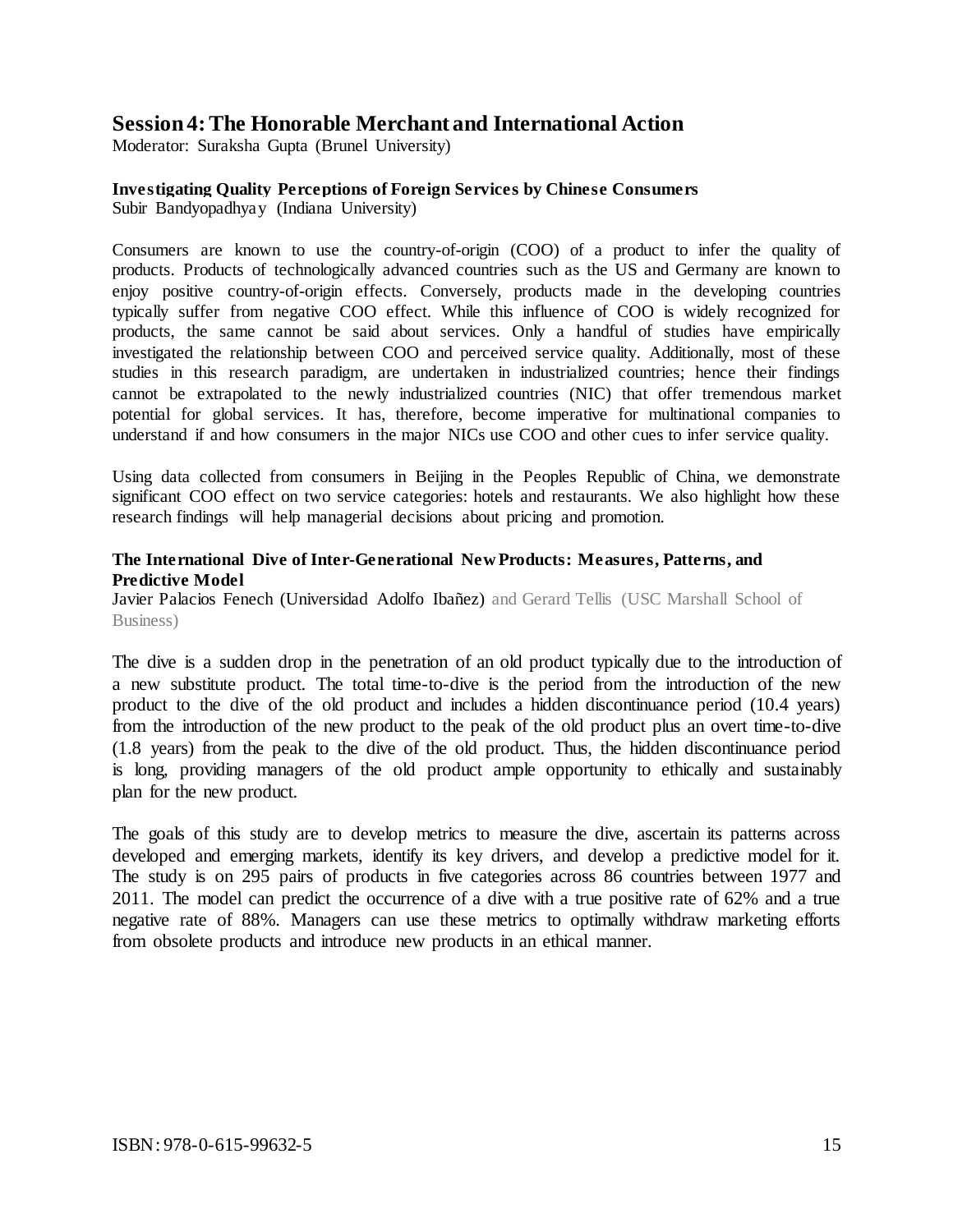## Session 4: The Honorable Merchant and International Action

Moderator: Suraksha Gupta (Brunel University)

### Investigating Quality Perceptions of Foreign Services by Chinese Consumers

Subir Bandyopadhyay (Indiana University)

Consumers are known to use the country-of-origin (COO) of a product to infer the quality of products. Products of technologically advanced countries such as the US and Germany are known to enjoy positive country-of-origin effects. Conversely, products made in the developing countries typically suffer from negative COO effect. While this influence of COO is widely recognized for products, the same cannot be said about services. Only a handful of studies have empirically investigated the relationship between COO and perceived service quality. Additionally, most of these studies in this research paradigm, are undertaken in industrialized countries; hence their findings cannot be extrapolated to the newly industrialized countries (NIC) that offer tremendous market potential for global services. It has, therefore, become imperative for multinational companies to understand if and how consumers in the major NICs use COO and other cues to infer service quality.

Using data collected from consumers in Beijing in the Peoples Republic of China, we demonstrate significant COO effect on two service categories: hotels and restaurants. We also highlight how these research findings will help managerial decisions about pricing and promotion.

### The International Dive of Inter-Generational New Products: Measures, Patterns, and Predictive Model

Javier Palacios Fenech (Universidad Adolfo Ibañez) and Gerard Tellis (USC Marshall School of Business)

The dive is a sudden drop in the penetration of an old product typically due to the introduction of a new substitute product. The total time-to-dive is the period from the introduction of the new product to the dive of the old product and includes a hidden discontinuance period (10.4 years) from the introduction of the new product to the peak of the old product plus an overt time-to-dive (1.8 years) from the peak to the dive of the old product. Thus, the hidden discontinuance period is long, providing managers of the old product ample opportunity to ethically and sustainably plan for the new product.

The goals of this study are to develop metrics to measure the dive, ascertain its patterns across developed and emerging markets, identify its key drivers, and develop a predictive model for it. The study is on 295 pairs of products in five categories across 86 countries between 1977 and 2011. The model can predict the occurrence of a dive with a true positive rate of 62% and a true negative rate of 88%. Managers can use these metrics to optimally withdraw marketing efforts from obsolete products and introduce new products in an ethical manner.

ISBN: 978-0-615-99632-5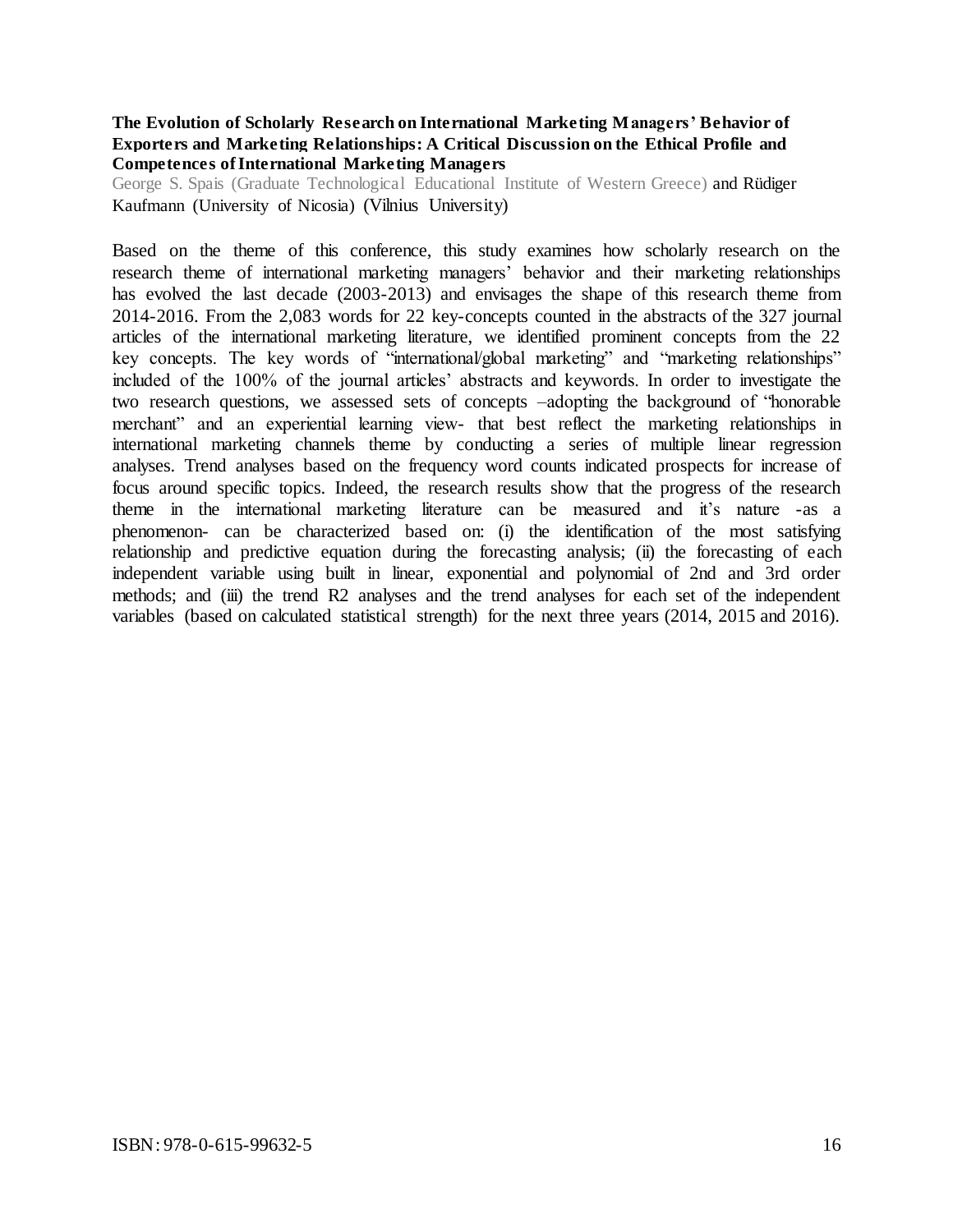**The Evolution of Scholarly Research on International Marketing Managers' Behavior of Exporters and Marketing Relationships: A Critical Discussion on the Ethical Profile and Competences of International Marketing Managers**

George S. Spais (Graduate Technological Educational Institute of Western Greece) and Rüdiger Kaufmann (University of Nicosia) (Vilnius University)

Based on the theme of this conference, this study examines how scholarly research on the research theme of international marketing managers' behavior and their marketing relationships has evolved the last decade (2003-2013) and envisages the shape of this research theme from 2014-2016. From the 2,083 words for 22 key-concepts counted in the abstracts of the 327 journal articles of the international marketing literature, we identified prominent concepts from the 22 key concepts. The key words of "international/global marketing" and "marketing relationships" included of the 100% of the journal articles' abstracts and keywords. In order to investigate the two research questions, we assessed sets of concepts –adopting the background of "honorable merchant" and an experiential learning view- that best reflect the marketing relationships in international marketing channels theme by conducting a series of multiple linear regression analyses. Trend analyses based on the frequency word counts indicated prospects for increase of focus around specific topics. Indeed, the research results show that the progress of the research theme in the international marketing literature can be measured and it's nature -as a phenomenon- can be characterized based on: (i) the identification of the most satisfying relationship and predictive equation during the forecasting analysis; (ii) the forecasting of each independent variable using built in linear, exponential and polynomial of 2nd and 3rd order methods; and (iii) the trend R2 analyses and the trend analyses for each set of the independent variables (based on calculated statistical strength) for the next three years (2014, 2015 and 2016).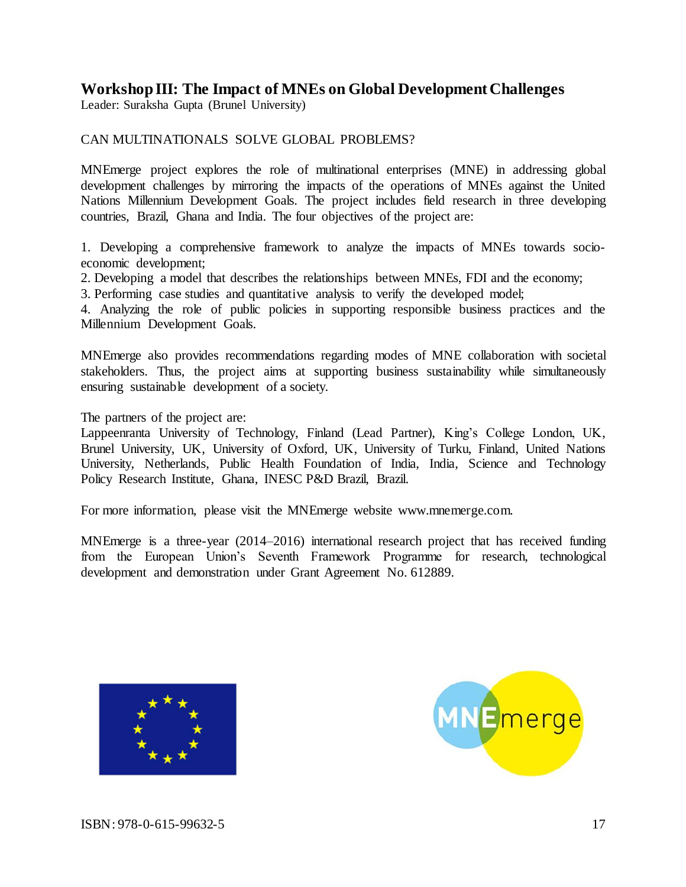## Workshop III: The Impact of MNEs on Global Development Challenges

Leader: Suraksha Gupta (Brunel University)

CAN MULTINATIONALS SOLVE GLOBAL PROBLEMS?

MNEmerge project explores the role of multinational enterprises (MNE) in addressing global development challenges by mirroring the impacts of the operations of MNEs against the United Nations Millennium Development Goals. The project includes field research in three developing countries, Brazil, Ghana and India. The four objectives of the project are:

1. Developing a comprehensive framework to analyze the impacts of MNEs towards socio-economic development;
2. Developing a model that describes the relationships between MNEs, FDI and the economy;
3. Performing case studies and quantitative analysis to verify the developed model;
4. Analyzing the role of public policies in supporting responsible business practices and the Millennium Development Goals.

MNEmerge also provides recommendations regarding modes of MNE collaboration with societal stakeholders. Thus, the project aims at supporting business sustainability while simultaneously ensuring sustainable development of a society.

The partners of the project are:
Lappeenranta University of Technology, Finland (Lead Partner), King's College London, UK, Brunel University, UK, University of Oxford, UK, University of Turku, Finland, United Nations University, Netherlands, Public Health Foundation of India, India, Science and Technology Policy Research Institute, Ghana, INESC P&D Brazil, Brazil.

For more information, please visit the MNEmerge website www.mnemerge.com.

MNEmerge is a three-year (2014–2016) international research project that has received funding from the European Union's Seventh Framework Programme for research, technological development and demonstration under Grant Agreement No. 612889.

MNEmerge

ISBN: 978-0-615-99632-5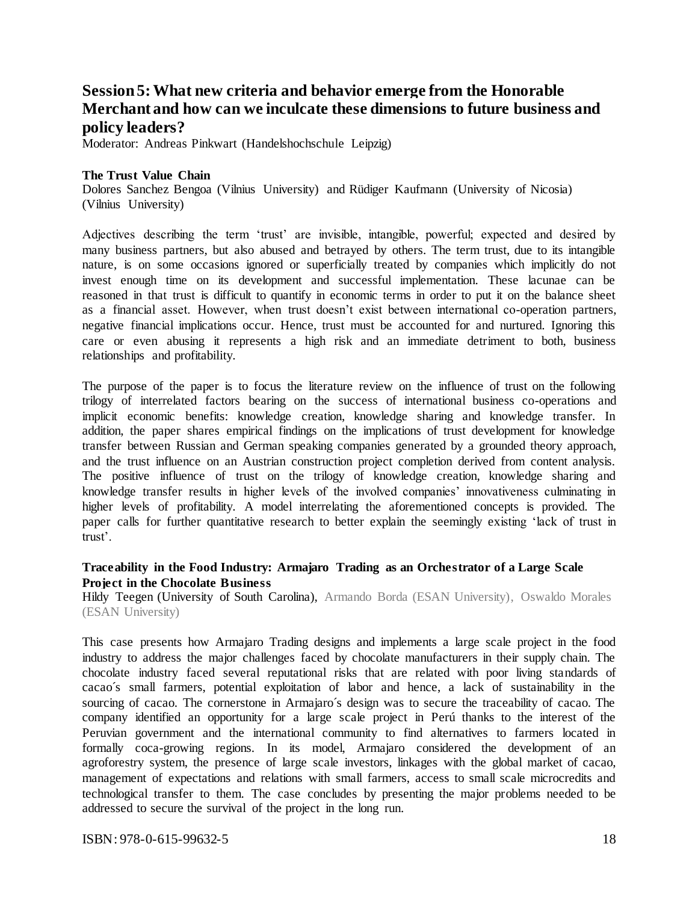## Session 5: What new criteria and behavior emerge from the Honorable Merchant and how can we inculcate these dimensions to future business and policy leaders?

Moderator: Andreas Pinkwart (Handelshochschule Leipzig)

**The Trust Value Chain**

Dolores Sanchez Bengoa (Vilnius University) and Rüdiger Kaufmann (University of Nicosia) (Vilnius University)

Adjectives describing the term 'trust' are invisible, intangible, powerful; expected and desired by many business partners, but also abused and betrayed by others. The term trust, due to its intangible nature, is on some occasions ignored or superficially treated by companies which implicitly do not invest enough time on its development and successful implementation. These lacunae can be reasoned in that trust is difficult to quantify in economic terms in order to put it on the balance sheet as a financial asset. However, when trust doesn't exist between international co-operation partners, negative financial implications occur. Hence, trust must be accounted for and nurtured. Ignoring this care or even abusing it represents a high risk and an immediate detriment to both, business relationships and profitability.

The purpose of the paper is to focus the literature review on the influence of trust on the following trilogy of interrelated factors bearing on the success of international business co-operations and implicit economic benefits: knowledge creation, knowledge sharing and knowledge transfer. In addition, the paper shares empirical findings on the implications of trust development for knowledge transfer between Russian and German speaking companies generated by a grounded theory approach, and the trust influence on an Austrian construction project completion derived from content analysis. The positive influence of trust on the trilogy of knowledge creation, knowledge sharing and knowledge transfer results in higher levels of the involved companies' innovativeness culminating in higher levels of profitability. A model interrelating the aforementioned concepts is provided. The paper calls for further quantitative research to better explain the seemingly existing 'lack of trust in trust'.

**Traceability in the Food Industry: Armajaro Trading as an Orchestrator of a Large Scale Project in the Chocolate Business**

Hildy Teegen (University of South Carolina), Armando Borda (ESAN University), Oswaldo Morales (ESAN University)

This case presents how Armajaro Trading designs and implements a large scale project in the food industry to address the major challenges faced by chocolate manufacturers in their supply chain. The chocolate industry faced several reputational risks that are related with poor living standards of cacao´s small farmers, potential exploitation of labor and hence, a lack of sustainability in the sourcing of cacao. The cornerstone in Armajaro´s design was to secure the traceability of cacao. The company identified an opportunity for a large scale project in Perú thanks to the interest of the Peruvian government and the international community to find alternatives to farmers located in formally coca-growing regions. In its model, Armajaro considered the development of an agroforestry system, the presence of large scale investors, linkages with the global market of cacao, management of expectations and relations with small farmers, access to small scale microcredits and technological transfer to them. The case concludes by presenting the major problems needed to be addressed to secure the survival of the project in the long run.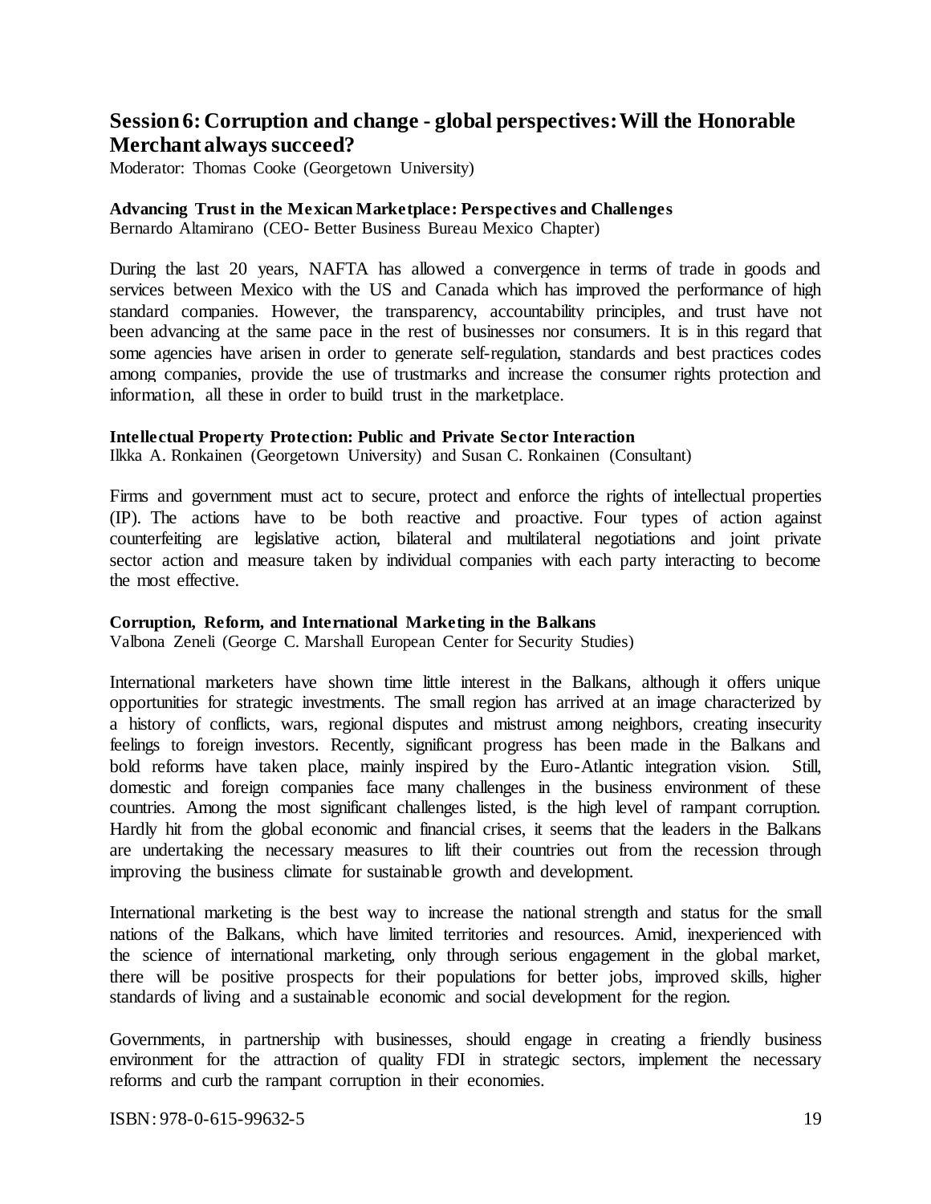## Session 6: Corruption and change - global perspectives: Will the Honorable Merchant always succeed?

Moderator: Thomas Cooke (Georgetown University)

**Advancing Trust in the Mexican Marketplace: Perspectives and Challenges**
Bernardo Altamirano (CEO- Better Business Bureau Mexico Chapter)

During the last 20 years, NAFTA has allowed a convergence in terms of trade in goods and services between Mexico with the US and Canada which has improved the performance of high standard companies. However, the transparency, accountability principles, and trust have not been advancing at the same pace in the rest of businesses nor consumers. It is in this regard that some agencies have arisen in order to generate self-regulation, standards and best practices codes among companies, provide the use of trustmarks and increase the consumer rights protection and information, all these in order to build trust in the marketplace.

**Intellectual Property Protection: Public and Private Sector Interaction**
Ilkka A. Ronkainen (Georgetown University) and Susan C. Ronkainen (Consultant)

Firms and government must act to secure, protect and enforce the rights of intellectual properties (IP). The actions have to be both reactive and proactive. Four types of action against counterfeiting are legislative action, bilateral and multilateral negotiations and joint private sector action and measure taken by individual companies with each party interacting to become the most effective.

**Corruption, Reform, and International Marketing in the Balkans**
Valbona Zeneli (George C. Marshall European Center for Security Studies)

International marketers have shown time little interest in the Balkans, although it offers unique opportunities for strategic investments. The small region has arrived at an image characterized by a history of conflicts, wars, regional disputes and mistrust among neighbors, creating insecurity feelings to foreign investors. Recently, significant progress has been made in the Balkans and bold reforms have taken place, mainly inspired by the Euro-Atlantic integration vision. Still, domestic and foreign companies face many challenges in the business environment of these countries. Among the most significant challenges listed, is the high level of rampant corruption. Hardly hit from the global economic and financial crises, it seems that the leaders in the Balkans are undertaking the necessary measures to lift their countries out from the recession through improving the business climate for sustainable growth and development.

International marketing is the best way to increase the national strength and status for the small nations of the Balkans, which have limited territories and resources. Amid, inexperienced with the science of international marketing, only through serious engagement in the global market, there will be positive prospects for their populations for better jobs, improved skills, higher standards of living and a sustainable economic and social development for the region.

Governments, in partnership with businesses, should engage in creating a friendly business environment for the attraction of quality FDI in strategic sectors, implement the necessary reforms and curb the rampant corruption in their economies.

ISBN: 978-0-615-99632-5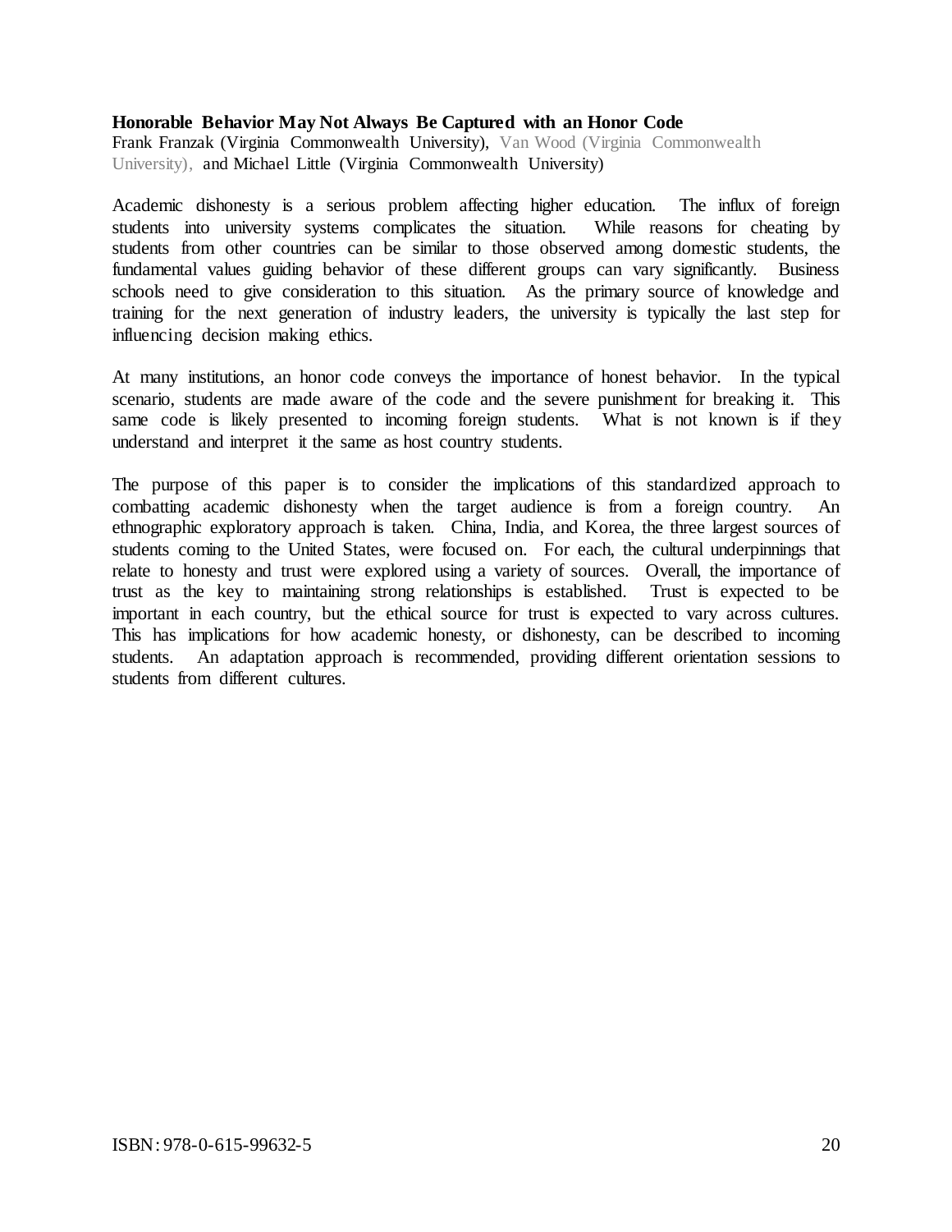**Honorable Behavior May Not Always Be Captured with an Honor Code**

Frank Franzak (Virginia Commonwealth University), Van Wood (Virginia Commonwealth University), and Michael Little (Virginia Commonwealth University)

Academic dishonesty is a serious problem affecting higher education. The influx of foreign students into university systems complicates the situation. While reasons for cheating by students from other countries can be similar to those observed among domestic students, the fundamental values guiding behavior of these different groups can vary significantly. Business schools need to give consideration to this situation. As the primary source of knowledge and training for the next generation of industry leaders, the university is typically the last step for influencing decision making ethics.

At many institutions, an honor code conveys the importance of honest behavior. In the typical scenario, students are made aware of the code and the severe punishment for breaking it. This same code is likely presented to incoming foreign students. What is not known is if they understand and interpret it the same as host country students.

The purpose of this paper is to consider the implications of this standardized approach to combatting academic dishonesty when the target audience is from a foreign country. An ethnographic exploratory approach is taken. China, India, and Korea, the three largest sources of students coming to the United States, were focused on. For each, the cultural underpinnings that relate to honesty and trust were explored using a variety of sources. Overall, the importance of trust as the key to maintaining strong relationships is established. Trust is expected to be important in each country, but the ethical source for trust is expected to vary across cultures. This has implications for how academic honesty, or dishonesty, can be described to incoming students. An adaptation approach is recommended, providing different orientation sessions to students from different cultures.

ISBN: 978-0-615-99632-5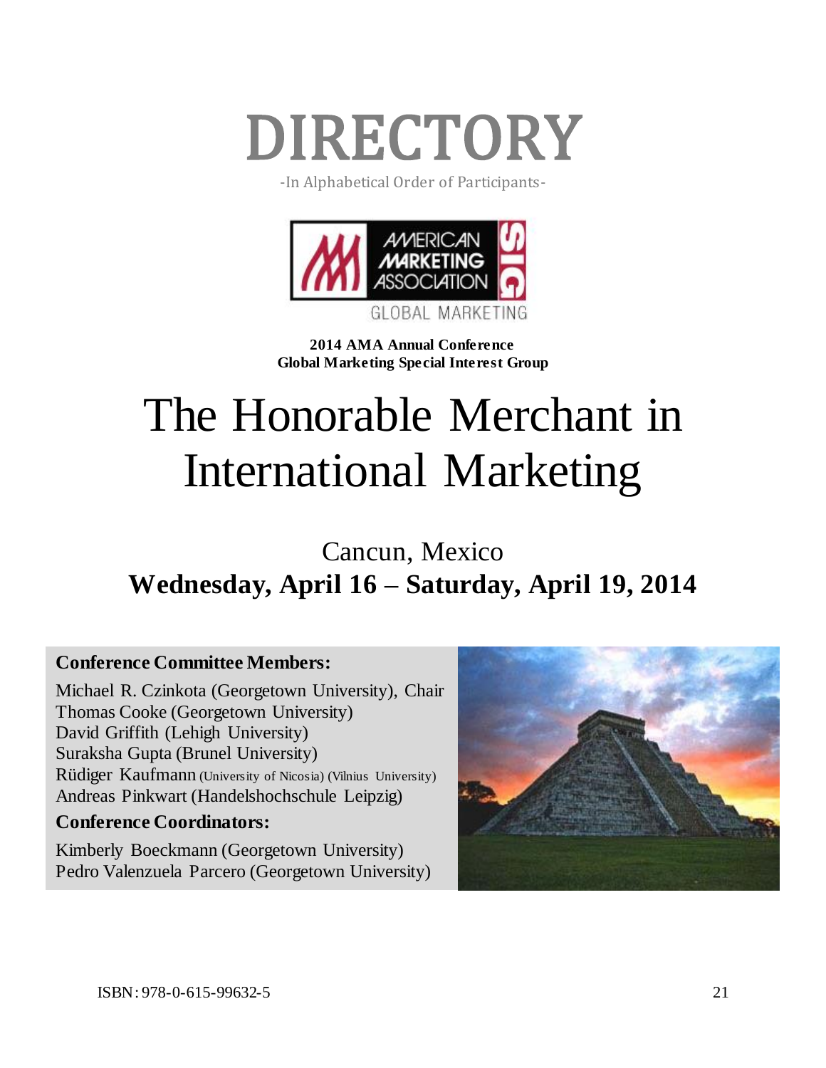# DIRECTORY

-In Alphabetical Order of Participants-

AMERICAN MARKETING ASSOCIATION SIG

GLOBAL MARKETING

**2014 AMA Annual Conference**
**Global Marketing Special Interest Group**

# The Honorable Merchant in International Marketing

## Cancun, Mexico

## Wednesday, April 16 – Saturday, April 19, 2014

**Conference Committee Members:**

Michael R. Czinkota (Georgetown University), Chair
Thomas Cooke (Georgetown University)
David Griffith (Lehigh University)
Suraksha Gupta (Brunel University)
Rüdiger Kaufmann (University of Nicosia) (Vilnius University)
Andreas Pinkwart (Handelshochschule Leipzig)

**Conference Coordinators:**

Kimberly Boeckmann (Georgetown University)
Pedro Valenzuela Parcero (Georgetown University)

ISBN: 978-0-615-99632-5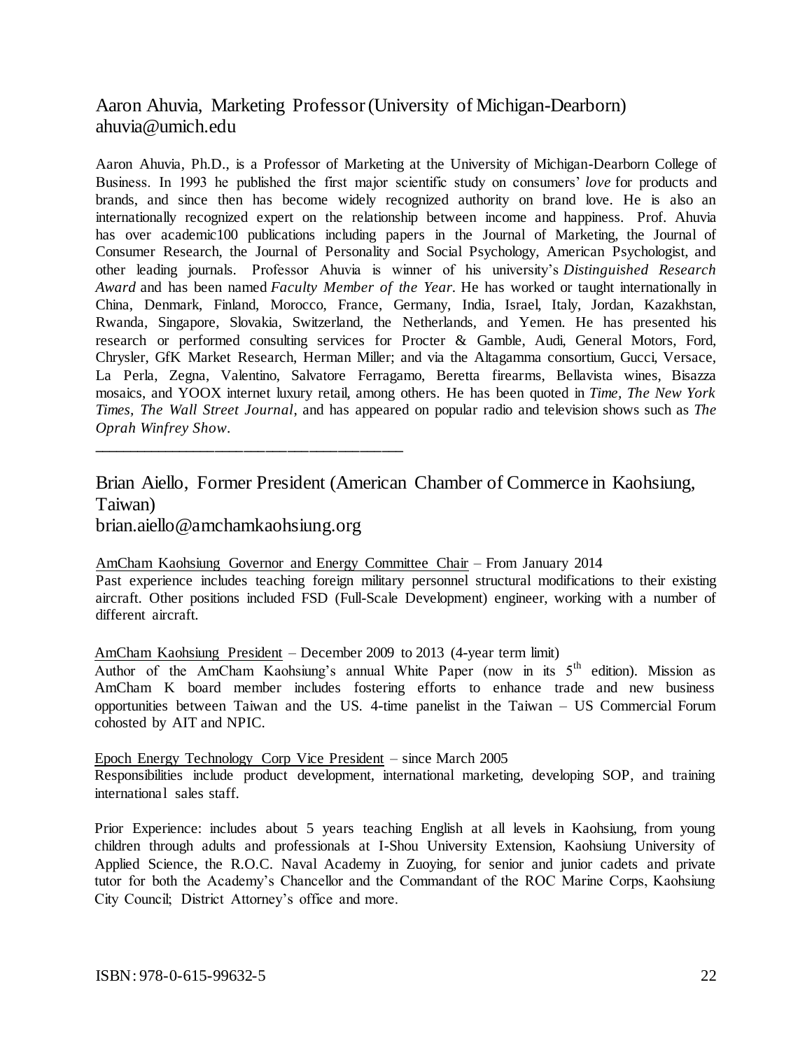## Aaron Ahuvia, Marketing Professor (University of Michigan-Dearborn)
ahuvia@umich.edu

Aaron Ahuvia, Ph.D., is a Professor of Marketing at the University of Michigan-Dearborn College of Business. In 1993 he published the first major scientific study on consumers' *love* for products and brands, and since then has become widely recognized authority on brand love. He is also an internationally recognized expert on the relationship between income and happiness. Prof. Ahuvia has over academic100 publications including papers in the Journal of Marketing, the Journal of Consumer Research, the Journal of Personality and Social Psychology, American Psychologist, and other leading journals. Professor Ahuvia is winner of his university's *Distinguished Research Award* and has been named *Faculty Member of the Year*. He has worked or taught internationally in China, Denmark, Finland, Morocco, France, Germany, India, Israel, Italy, Jordan, Kazakhstan, Rwanda, Singapore, Slovakia, Switzerland, the Netherlands, and Yemen. He has presented his research or performed consulting services for Procter & Gamble, Audi, General Motors, Ford, Chrysler, GfK Market Research, Herman Miller; and via the Altagamma consortium, Gucci, Versace, La Perla, Zegna, Valentino, Salvatore Ferragamo, Beretta firearms, Bellavista wines, Bisazza mosaics, and YOOX internet luxury retail, among others. He has been quoted in *Time*, *The New York Times*, *The Wall Street Journal*, and has appeared on popular radio and television shows such as *The Oprah Winfrey Show*.

---

## Brian Aiello, Former President (American Chamber of Commerce in Kaohsiung, Taiwan)
brian.aiello@amchamkaohsiung.org

AmCham Kaohsiung Governor and Energy Committee Chair – From January 2014
Past experience includes teaching foreign military personnel structural modifications to their existing aircraft. Other positions included FSD (Full-Scale Development) engineer, working with a number of different aircraft.

AmCham Kaohsiung President – December 2009 to 2013 (4-year term limit)
Author of the AmCham Kaohsiung's annual White Paper (now in its 5th edition). Mission as AmCham K board member includes fostering efforts to enhance trade and new business opportunities between Taiwan and the US. 4-time panelist in the Taiwan – US Commercial Forum cohosted by AIT and NPIC.

Epoch Energy Technology Corp Vice President – since March 2005
Responsibilities include product development, international marketing, developing SOP, and training international sales staff.

Prior Experience: includes about 5 years teaching English at all levels in Kaohsiung, from young children through adults and professionals at I-Shou University Extension, Kaohsiung University of Applied Science, the R.O.C. Naval Academy in Zuoying, for senior and junior cadets and private tutor for both the Academy's Chancellor and the Commandant of the ROC Marine Corps, Kaohsiung City Council; District Attorney's office and more.

ISBN: 978-0-615-99632-5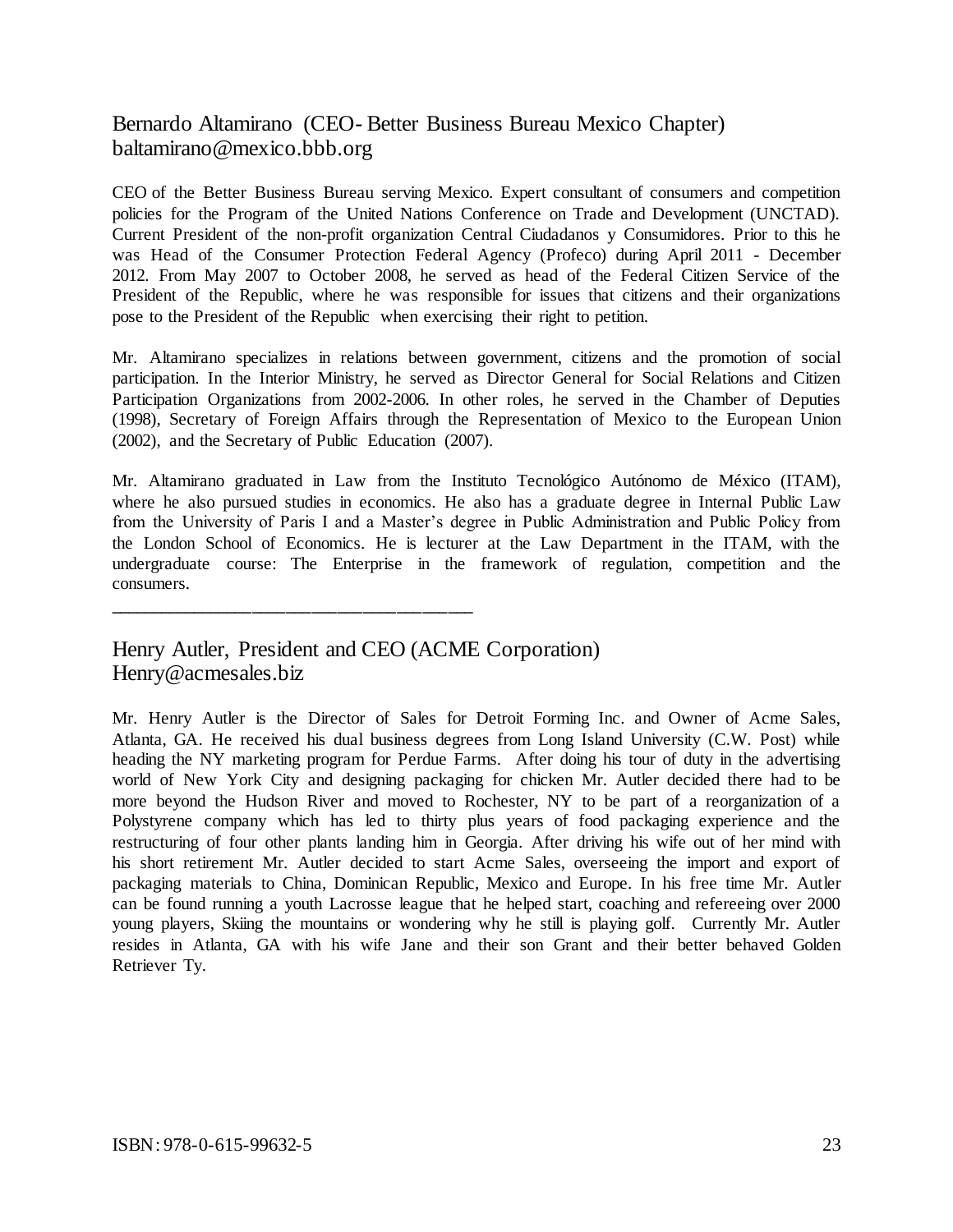## Bernardo Altamirano (CEO- Better Business Bureau Mexico Chapter)
baltamirano@mexico.bbb.org

CEO of the Better Business Bureau serving Mexico. Expert consultant of consumers and competition policies for the Program of the United Nations Conference on Trade and Development (UNCTAD). Current President of the non-profit organization Central Ciudadanos y Consumidores. Prior to this he was Head of the Consumer Protection Federal Agency (Profeco) during April 2011 - December 2012. From May 2007 to October 2008, he served as head of the Federal Citizen Service of the President of the Republic, where he was responsible for issues that citizens and their organizations pose to the President of the Republic when exercising their right to petition.

Mr. Altamirano specializes in relations between government, citizens and the promotion of social participation. In the Interior Ministry, he served as Director General for Social Relations and Citizen Participation Organizations from 2002-2006. In other roles, he served in the Chamber of Deputies (1998), Secretary of Foreign Affairs through the Representation of Mexico to the European Union (2002), and the Secretary of Public Education (2007).

Mr. Altamirano graduated in Law from the Instituto Tecnológico Autónomo de México (ITAM), where he also pursued studies in economics. He also has a graduate degree in Internal Public Law from the University of Paris I and a Master's degree in Public Administration and Public Policy from the London School of Economics. He is lecturer at the Law Department in the ITAM, with the undergraduate course: The Enterprise in the framework of regulation, competition and the consumers.

---

## Henry Autler, President and CEO (ACME Corporation)
Henry@acmesales.biz

Mr. Henry Autler is the Director of Sales for Detroit Forming Inc. and Owner of Acme Sales, Atlanta, GA. He received his dual business degrees from Long Island University (C.W. Post) while heading the NY marketing program for Perdue Farms. After doing his tour of duty in the advertising world of New York City and designing packaging for chicken Mr. Autler decided there had to be more beyond the Hudson River and moved to Rochester, NY to be part of a reorganization of a Polystyrene company which has led to thirty plus years of food packaging experience and the restructuring of four other plants landing him in Georgia. After driving his wife out of her mind with his short retirement Mr. Autler decided to start Acme Sales, overseeing the import and export of packaging materials to China, Dominican Republic, Mexico and Europe. In his free time Mr. Autler can be found running a youth Lacrosse league that he helped start, coaching and refereeing over 2000 young players, Skiing the mountains or wondering why he still is playing golf. Currently Mr. Autler resides in Atlanta, GA with his wife Jane and their son Grant and their better behaved Golden Retriever Ty.

ISBN: 978-0-615-99632-5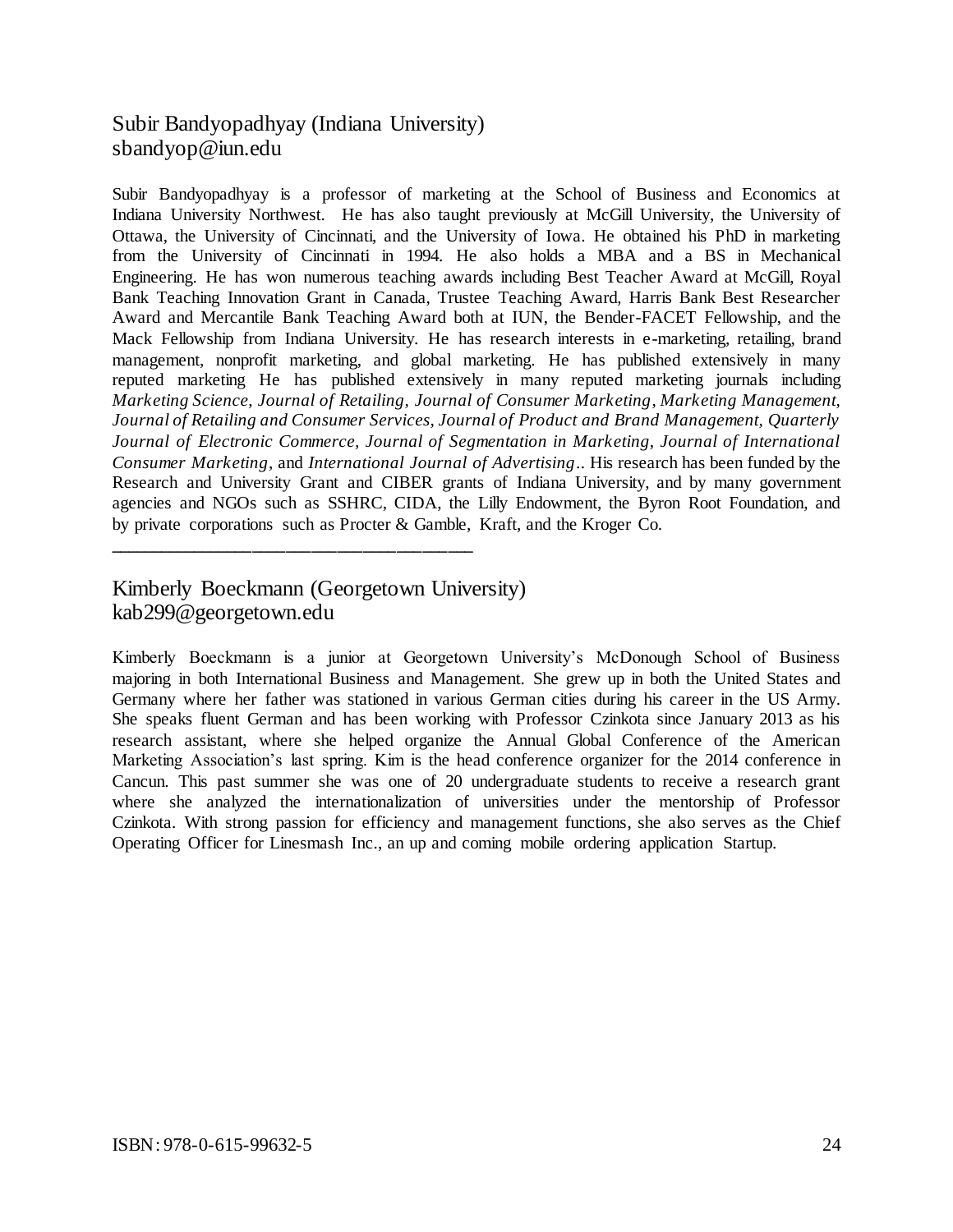## Subir Bandyopadhyay (Indiana University)
sbandyop@iun.edu

Subir Bandyopadhyay is a professor of marketing at the School of Business and Economics at Indiana University Northwest. He has also taught previously at McGill University, the University of Ottawa, the University of Cincinnati, and the University of Iowa. He obtained his PhD in marketing from the University of Cincinnati in 1994. He also holds a MBA and a BS in Mechanical Engineering. He has won numerous teaching awards including Best Teacher Award at McGill, Royal Bank Teaching Innovation Grant in Canada, Trustee Teaching Award, Harris Bank Best Researcher Award and Mercantile Bank Teaching Award both at IUN, the Bender-FACET Fellowship, and the Mack Fellowship from Indiana University. He has research interests in e-marketing, retailing, brand management, nonprofit marketing, and global marketing. He has published extensively in many reputed marketing He has published extensively in many reputed marketing journals including *Marketing Science, Journal of Retailing, Journal of Consumer Marketing*, *Marketing Management, Journal of Retailing and Consumer Services, Journal of Product and Brand Management, Quarterly Journal of Electronic Commerce, Journal of Segmentation in Marketing, Journal of International Consumer Marketing*, and *International Journal of Advertising*.. His research has been funded by the Research and University Grant and CIBER grants of Indiana University, and by many government agencies and NGOs such as SSHRC, CIDA, the Lilly Endowment, the Byron Root Foundation, and by private corporations such as Procter & Gamble, Kraft, and the Kroger Co.

---

## Kimberly Boeckmann (Georgetown University)
kab299@georgetown.edu

Kimberly Boeckmann is a junior at Georgetown University's McDonough School of Business majoring in both International Business and Management. She grew up in both the United States and Germany where her father was stationed in various German cities during his career in the US Army. She speaks fluent German and has been working with Professor Czinkota since January 2013 as his research assistant, where she helped organize the Annual Global Conference of the American Marketing Association's last spring. Kim is the head conference organizer for the 2014 conference in Cancun. This past summer she was one of 20 undergraduate students to receive a research grant where she analyzed the internationalization of universities under the mentorship of Professor Czinkota. With strong passion for efficiency and management functions, she also serves as the Chief Operating Officer for Linesmash Inc., an up and coming mobile ordering application Startup.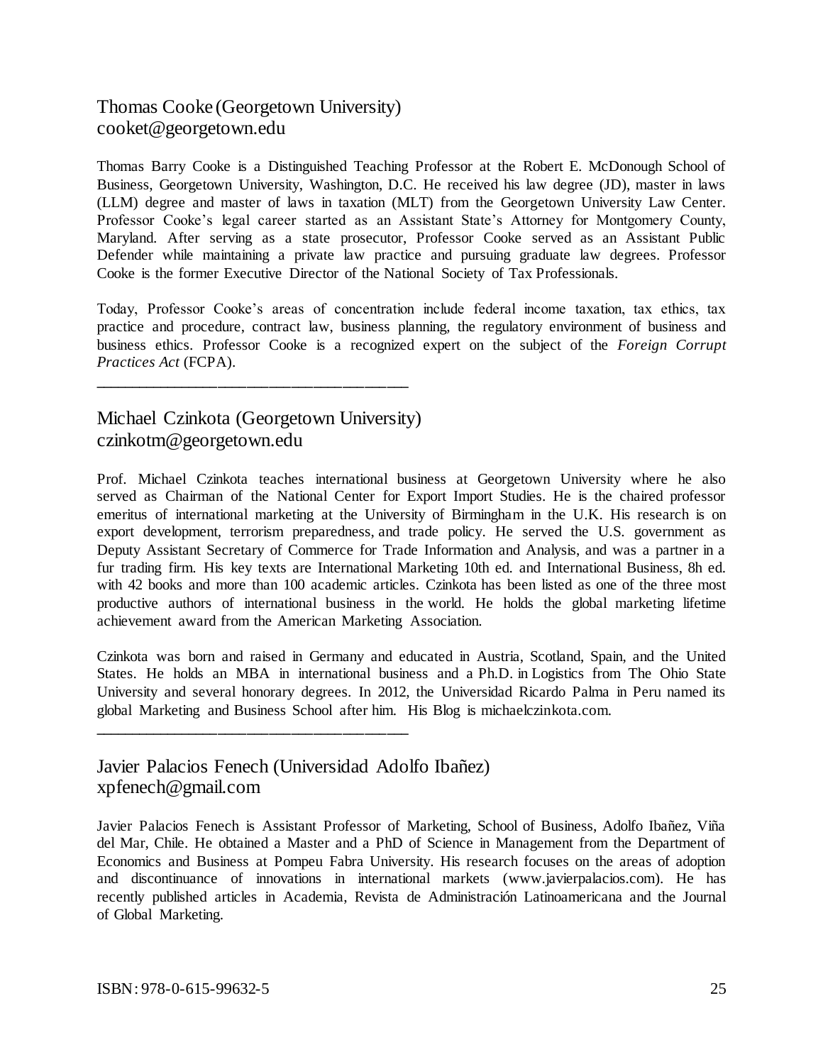## Thomas Cooke (Georgetown University)
cooket@georgetown.edu

Thomas Barry Cooke is a Distinguished Teaching Professor at the Robert E. McDonough School of Business, Georgetown University, Washington, D.C. He received his law degree (JD), master in laws (LLM) degree and master of laws in taxation (MLT) from the Georgetown University Law Center. Professor Cooke's legal career started as an Assistant State's Attorney for Montgomery County, Maryland. After serving as a state prosecutor, Professor Cooke served as an Assistant Public Defender while maintaining a private law practice and pursuing graduate law degrees. Professor Cooke is the former Executive Director of the National Society of Tax Professionals.

Today, Professor Cooke's areas of concentration include federal income taxation, tax ethics, tax practice and procedure, contract law, business planning, the regulatory environment of business and business ethics. Professor Cooke is a recognized expert on the subject of the *Foreign Corrupt Practices Act* (FCPA).

---

## Michael Czinkota (Georgetown University)
czinkotm@georgetown.edu

Prof. Michael Czinkota teaches international business at Georgetown University where he also served as Chairman of the National Center for Export Import Studies. He is the chaired professor emeritus of international marketing at the University of Birmingham in the U.K. His research is on export development, terrorism preparedness, and trade policy. He served the U.S. government as Deputy Assistant Secretary of Commerce for Trade Information and Analysis, and was a partner in a fur trading firm. His key texts are International Marketing 10th ed. and International Business, 8h ed. with 42 books and more than 100 academic articles. Czinkota has been listed as one of the three most productive authors of international business in the world. He holds the global marketing lifetime achievement award from the American Marketing Association.

Czinkota was born and raised in Germany and educated in Austria, Scotland, Spain, and the United States. He holds an MBA in international business and a Ph.D. in Logistics from The Ohio State University and several honorary degrees. In 2012, the Universidad Ricardo Palma in Peru named its global Marketing and Business School after him. His Blog is michaelczinkota.com.

---

## Javier Palacios Fenech (Universidad Adolfo Ibañez)
xpfenech@gmail.com

Javier Palacios Fenech is Assistant Professor of Marketing, School of Business, Adolfo Ibañez, Viña del Mar, Chile. He obtained a Master and a PhD of Science in Management from the Department of Economics and Business at Pompeu Fabra University. His research focuses on the areas of adoption and discontinuance of innovations in international markets (www.javierpalacios.com). He has recently published articles in Academia, Revista de Administración Latinoamericana and the Journal of Global Marketing.

ISBN: 978-0-615-99632-5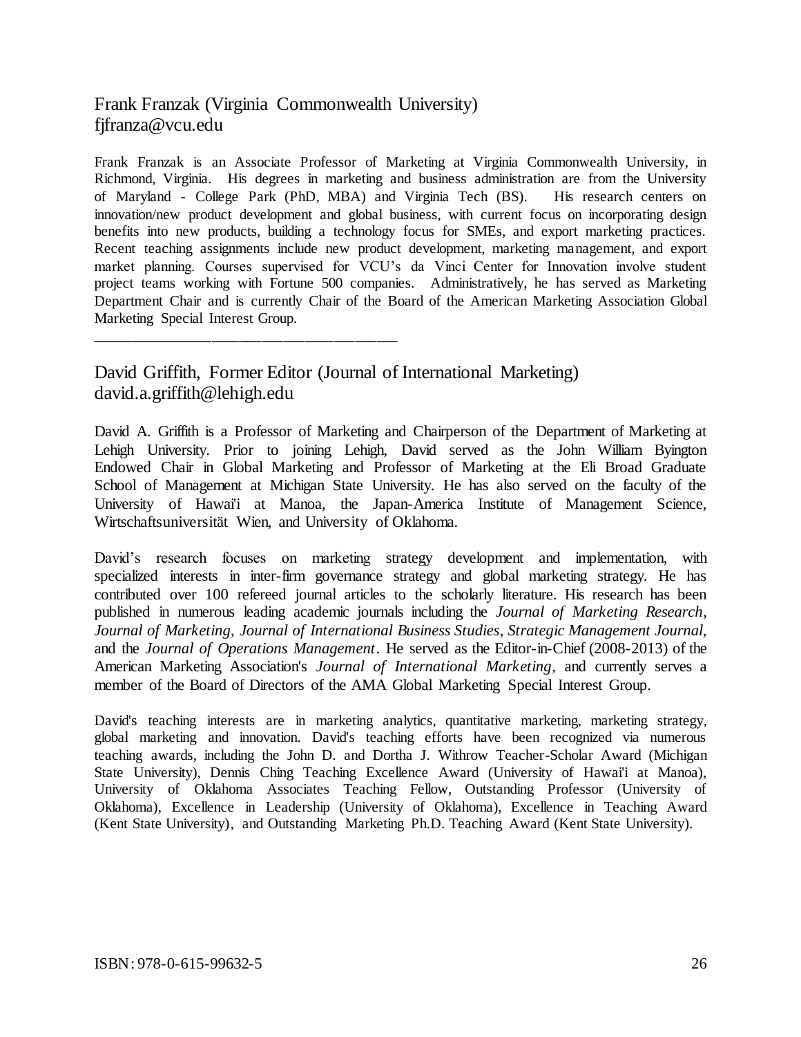## Frank Franzak (Virginia Commonwealth University)
fjfranza@vcu.edu

Frank Franzak is an Associate Professor of Marketing at Virginia Commonwealth University, in Richmond, Virginia. His degrees in marketing and business administration are from the University of Maryland - College Park (PhD, MBA) and Virginia Tech (BS). His research centers on innovation/new product development and global business, with current focus on incorporating design benefits into new products, building a technology focus for SMEs, and export marketing practices. Recent teaching assignments include new product development, marketing management, and export market planning. Courses supervised for VCU's da Vinci Center for Innovation involve student project teams working with Fortune 500 companies. Administratively, he has served as Marketing Department Chair and is currently Chair of the Board of the American Marketing Association Global Marketing Special Interest Group.

---

## David Griffith, Former Editor (Journal of International Marketing)
david.a.griffith@lehigh.edu

David A. Griffith is a Professor of Marketing and Chairperson of the Department of Marketing at Lehigh University. Prior to joining Lehigh, David served as the John William Byington Endowed Chair in Global Marketing and Professor of Marketing at the Eli Broad Graduate School of Management at Michigan State University. He has also served on the faculty of the University of Hawai'i at Manoa, the Japan-America Institute of Management Science, Wirtschaftsuniversität Wien, and University of Oklahoma.

David's research focuses on marketing strategy development and implementation, with specialized interests in inter-firm governance strategy and global marketing strategy. He has contributed over 100 refereed journal articles to the scholarly literature. His research has been published in numerous leading academic journals including the *Journal of Marketing Research*, *Journal of Marketing*, *Journal of International Business Studies*, *Strategic Management Journal*, and the *Journal of Operations Management*. He served as the Editor-in-Chief (2008-2013) of the American Marketing Association's *Journal of International Marketing*, and currently serves a member of the Board of Directors of the AMA Global Marketing Special Interest Group.

David's teaching interests are in marketing analytics, quantitative marketing, marketing strategy, global marketing and innovation. David's teaching efforts have been recognized via numerous teaching awards, including the John D. and Dortha J. Withrow Teacher-Scholar Award (Michigan State University), Dennis Ching Teaching Excellence Award (University of Hawai'i at Manoa), University of Oklahoma Associates Teaching Fellow, Outstanding Professor (University of Oklahoma), Excellence in Leadership (University of Oklahoma), Excellence in Teaching Award (Kent State University), and Outstanding Marketing Ph.D. Teaching Award (Kent State University).

ISBN: 978-0-615-99632-5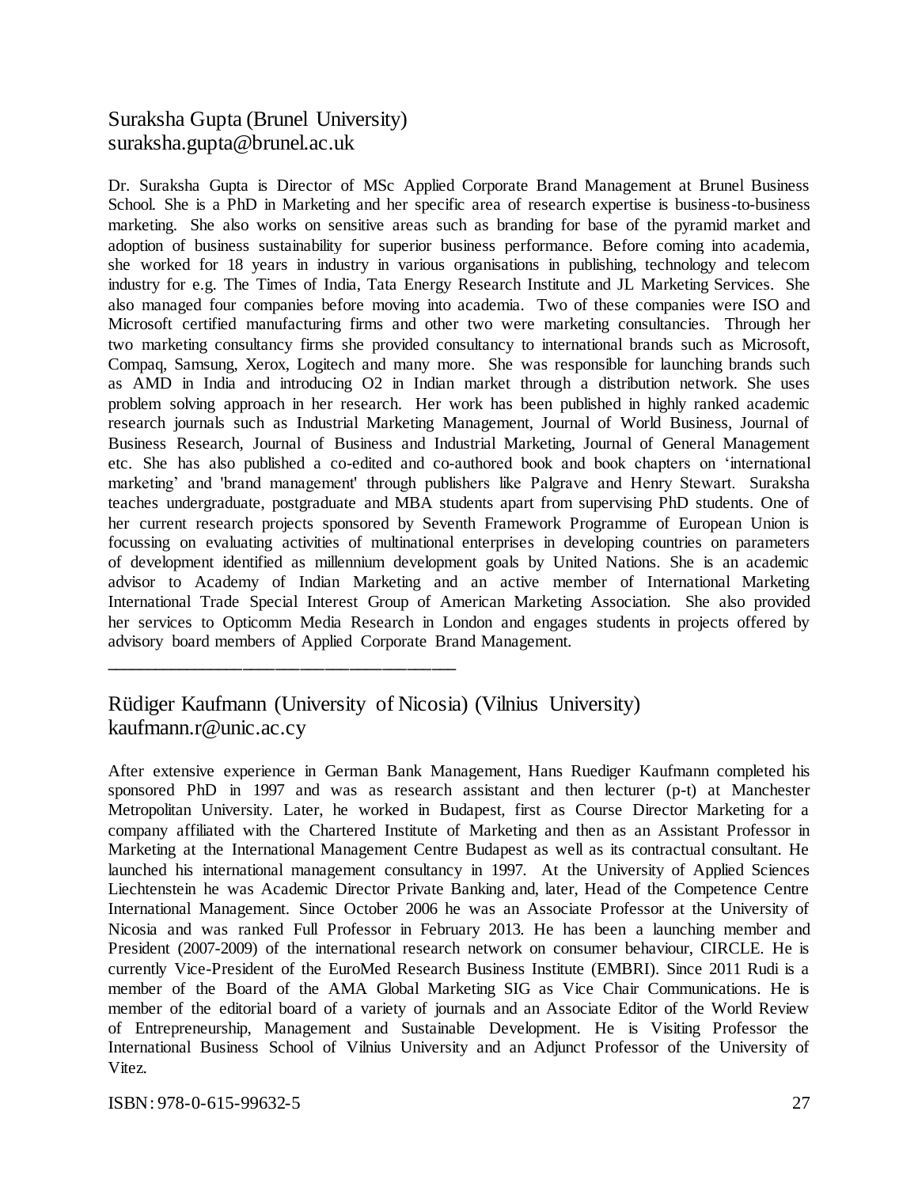## Suraksha Gupta (Brunel University)
suraksha.gupta@brunel.ac.uk

Dr. Suraksha Gupta is Director of MSc Applied Corporate Brand Management at Brunel Business School. She is a PhD in Marketing and her specific area of research expertise is business-to-business marketing. She also works on sensitive areas such as branding for base of the pyramid market and adoption of business sustainability for superior business performance. Before coming into academia, she worked for 18 years in industry in various organisations in publishing, technology and telecom industry for e.g. The Times of India, Tata Energy Research Institute and JL Marketing Services. She also managed four companies before moving into academia. Two of these companies were ISO and Microsoft certified manufacturing firms and other two were marketing consultancies. Through her two marketing consultancy firms she provided consultancy to international brands such as Microsoft, Compaq, Samsung, Xerox, Logitech and many more. She was responsible for launching brands such as AMD in India and introducing O2 in Indian market through a distribution network. She uses problem solving approach in her research. Her work has been published in highly ranked academic research journals such as Industrial Marketing Management, Journal of World Business, Journal of Business Research, Journal of Business and Industrial Marketing, Journal of General Management etc. She has also published a co-edited and co-authored book and book chapters on 'international marketing' and 'brand management' through publishers like Palgrave and Henry Stewart. Suraksha teaches undergraduate, postgraduate and MBA students apart from supervising PhD students. One of her current research projects sponsored by Seventh Framework Programme of European Union is focussing on evaluating activities of multinational enterprises in developing countries on parameters of development identified as millennium development goals by United Nations. She is an academic advisor to Academy of Indian Marketing and an active member of International Marketing International Trade Special Interest Group of American Marketing Association. She also provided her services to Opticomm Media Research in London and engages students in projects offered by advisory board members of Applied Corporate Brand Management.

---

## Rüdiger Kaufmann (University of Nicosia) (Vilnius University)
kaufmann.r@unic.ac.cy

After extensive experience in German Bank Management, Hans Ruediger Kaufmann completed his sponsored PhD in 1997 and was as research assistant and then lecturer (p-t) at Manchester Metropolitan University. Later, he worked in Budapest, first as Course Director Marketing for a company affiliated with the Chartered Institute of Marketing and then as an Assistant Professor in Marketing at the International Management Centre Budapest as well as its contractual consultant. He launched his international management consultancy in 1997. At the University of Applied Sciences Liechtenstein he was Academic Director Private Banking and, later, Head of the Competence Centre International Management. Since October 2006 he was an Associate Professor at the University of Nicosia and was ranked Full Professor in February 2013. He has been a launching member and President (2007-2009) of the international research network on consumer behaviour, CIRCLE. He is currently Vice-President of the EuroMed Research Business Institute (EMBRI). Since 2011 Rudi is a member of the Board of the AMA Global Marketing SIG as Vice Chair Communications. He is member of the editorial board of a variety of journals and an Associate Editor of the World Review of Entrepreneurship, Management and Sustainable Development. He is Visiting Professor the International Business School of Vilnius University and an Adjunct Professor of the University of Vitez.

ISBN: 978-0-615-99632-5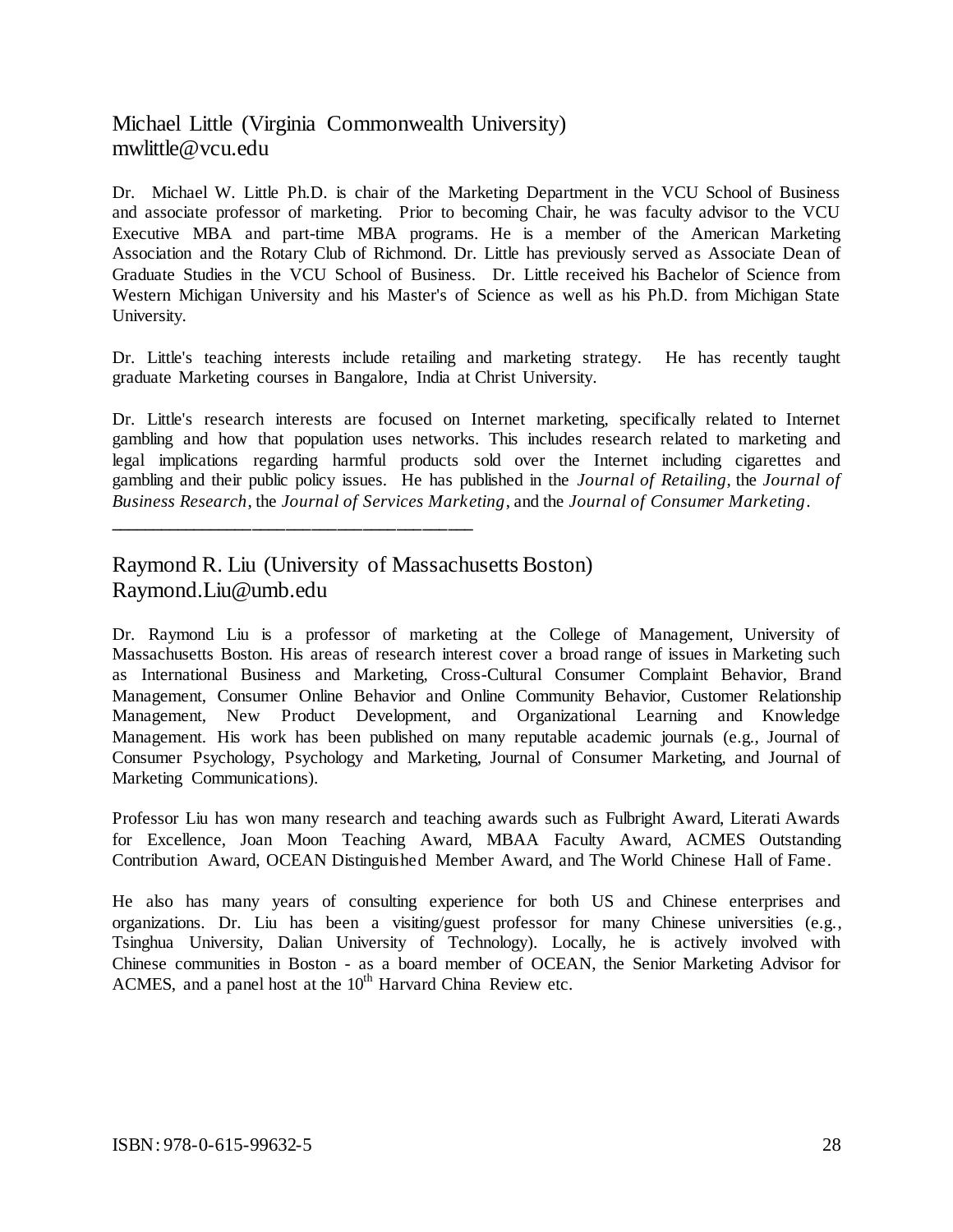## Michael Little (Virginia Commonwealth University)
mwlittle@vcu.edu

Dr. Michael W. Little Ph.D. is chair of the Marketing Department in the VCU School of Business and associate professor of marketing. Prior to becoming Chair, he was faculty advisor to the VCU Executive MBA and part-time MBA programs. He is a member of the American Marketing Association and the Rotary Club of Richmond. Dr. Little has previously served as Associate Dean of Graduate Studies in the VCU School of Business. Dr. Little received his Bachelor of Science from Western Michigan University and his Master's of Science as well as his Ph.D. from Michigan State University.

Dr. Little's teaching interests include retailing and marketing strategy. He has recently taught graduate Marketing courses in Bangalore, India at Christ University.

Dr. Little's research interests are focused on Internet marketing, specifically related to Internet gambling and how that population uses networks. This includes research related to marketing and legal implications regarding harmful products sold over the Internet including cigarettes and gambling and their public policy issues. He has published in the *Journal of Retailing*, the *Journal of Business Research*, the *Journal of Services Marketing*, and the *Journal of Consumer Marketing*.

---

## Raymond R. Liu (University of Massachusetts Boston)
Raymond.Liu@umb.edu

Dr. Raymond Liu is a professor of marketing at the College of Management, University of Massachusetts Boston. His areas of research interest cover a broad range of issues in Marketing such as International Business and Marketing, Cross-Cultural Consumer Complaint Behavior, Brand Management, Consumer Online Behavior and Online Community Behavior, Customer Relationship Management, New Product Development, and Organizational Learning and Knowledge Management. His work has been published on many reputable academic journals (e.g., Journal of Consumer Psychology, Psychology and Marketing, Journal of Consumer Marketing, and Journal of Marketing Communications).

Professor Liu has won many research and teaching awards such as Fulbright Award, Literati Awards for Excellence, Joan Moon Teaching Award, MBAA Faculty Award, ACMES Outstanding Contribution Award, OCEAN Distinguished Member Award, and The World Chinese Hall of Fame.

He also has many years of consulting experience for both US and Chinese enterprises and organizations. Dr. Liu has been a visiting/guest professor for many Chinese universities (e.g., Tsinghua University, Dalian University of Technology). Locally, he is actively involved with Chinese communities in Boston - as a board member of OCEAN, the Senior Marketing Advisor for ACMES, and a panel host at the 10th Harvard China Review etc.

ISBN: 978-0-615-99632-5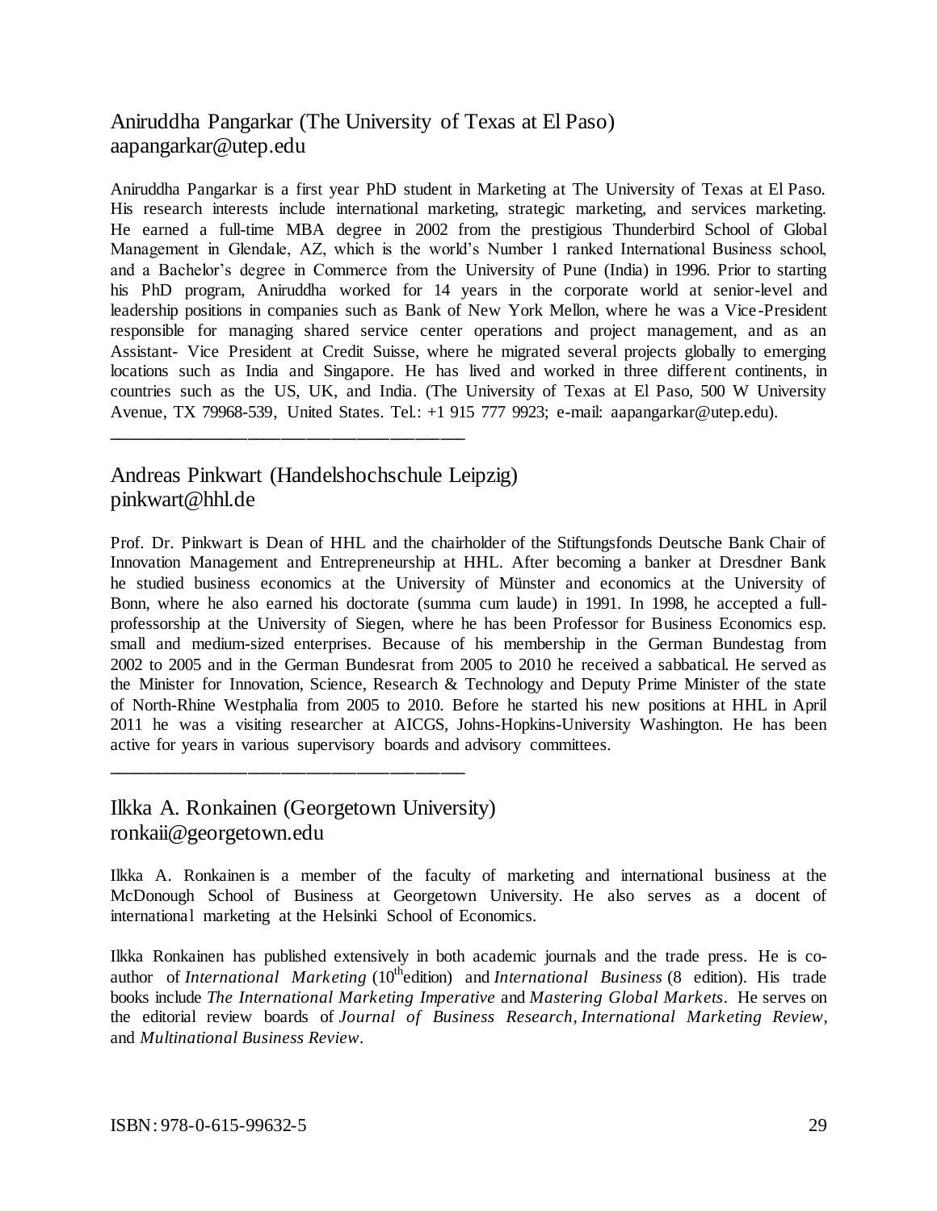## Aniruddha Pangarkar (The University of Texas at El Paso)
aapangarkar@utep.edu

Aniruddha Pangarkar is a first year PhD student in Marketing at The University of Texas at El Paso. His research interests include international marketing, strategic marketing, and services marketing. He earned a full-time MBA degree in 2002 from the prestigious Thunderbird School of Global Management in Glendale, AZ, which is the world's Number 1 ranked International Business school, and a Bachelor's degree in Commerce from the University of Pune (India) in 1996. Prior to starting his PhD program, Aniruddha worked for 14 years in the corporate world at senior-level and leadership positions in companies such as Bank of New York Mellon, where he was a Vice-President responsible for managing shared service center operations and project management, and as an Assistant- Vice President at Credit Suisse, where he migrated several projects globally to emerging locations such as India and Singapore. He has lived and worked in three different continents, in countries such as the US, UK, and India. (The University of Texas at El Paso, 500 W University Avenue, TX 79968-539, United States. Tel.: +1 915 777 9923; e-mail: aapangarkar@utep.edu).

---

## Andreas Pinkwart (Handelshochschule Leipzig)
pinkwart@hhl.de

Prof. Dr. Pinkwart is Dean of HHL and the chairholder of the Stiftungsfonds Deutsche Bank Chair of Innovation Management and Entrepreneurship at HHL. After becoming a banker at Dresdner Bank he studied business economics at the University of Münster and economics at the University of Bonn, where he also earned his doctorate (summa cum laude) in 1991. In 1998, he accepted a full-professorship at the University of Siegen, where he has been Professor for Business Economics esp. small and medium-sized enterprises. Because of his membership in the German Bundestag from 2002 to 2005 and in the German Bundesrat from 2005 to 2010 he received a sabbatical. He served as the Minister for Innovation, Science, Research & Technology and Deputy Prime Minister of the state of North-Rhine Westphalia from 2005 to 2010. Before he started his new positions at HHL in April 2011 he was a visiting researcher at AICGS, Johns-Hopkins-University Washington. He has been active for years in various supervisory boards and advisory committees.

---

## Ilkka A. Ronkainen (Georgetown University)
ronkaii@georgetown.edu

Ilkka A. Ronkainen is a member of the faculty of marketing and international business at the McDonough School of Business at Georgetown University. He also serves as a docent of international marketing at the Helsinki School of Economics.

Ilkka Ronkainen has published extensively in both academic journals and the trade press. He is co-author of *International Marketing* (10th edition) and *International Business* (8 edition). His trade books include *The International Marketing Imperative* and *Mastering Global Markets*. He serves on the editorial review boards of *Journal of Business Research*, *International Marketing Review*, and *Multinational Business Review*.

ISBN: 978-0-615-99632-5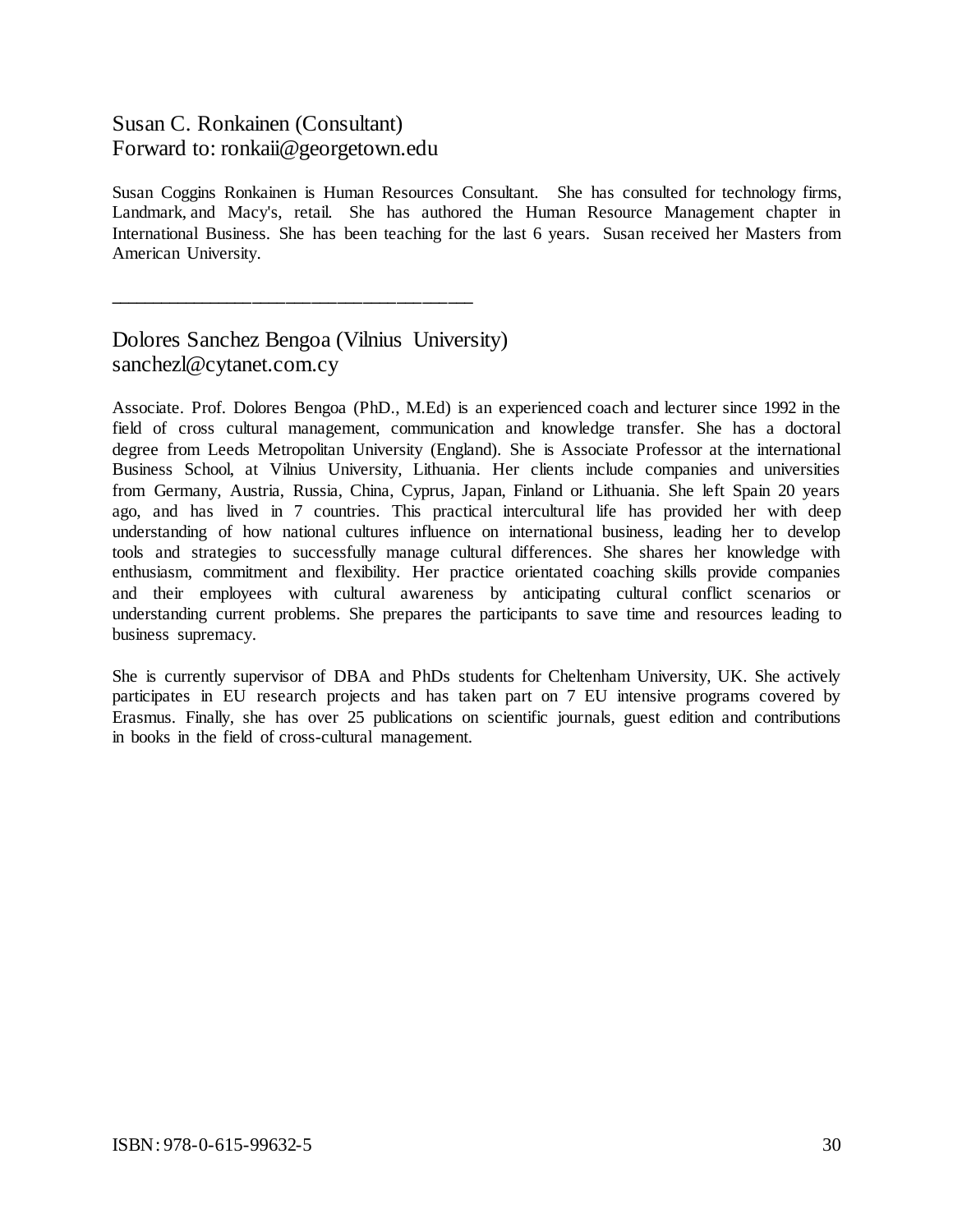## Susan C. Ronkainen (Consultant)
Forward to: ronkaii@georgetown.edu

Susan Coggins Ronkainen is Human Resources Consultant. She has consulted for technology firms, Landmark, and Macy's, retail. She has authored the Human Resource Management chapter in International Business. She has been teaching for the last 6 years. Susan received her Masters from American University.

---

## Dolores Sanchez Bengoa (Vilnius University)
sanchezl@cytanet.com.cy

Associate. Prof. Dolores Bengoa (PhD., M.Ed) is an experienced coach and lecturer since 1992 in the field of cross cultural management, communication and knowledge transfer. She has a doctoral degree from Leeds Metropolitan University (England). She is Associate Professor at the international Business School, at Vilnius University, Lithuania. Her clients include companies and universities from Germany, Austria, Russia, China, Cyprus, Japan, Finland or Lithuania. She left Spain 20 years ago, and has lived in 7 countries. This practical intercultural life has provided her with deep understanding of how national cultures influence on international business, leading her to develop tools and strategies to successfully manage cultural differences. She shares her knowledge with enthusiasm, commitment and flexibility. Her practice orientated coaching skills provide companies and their employees with cultural awareness by anticipating cultural conflict scenarios or understanding current problems. She prepares the participants to save time and resources leading to business supremacy.

She is currently supervisor of DBA and PhDs students for Cheltenham University, UK. She actively participates in EU research projects and has taken part on 7 EU intensive programs covered by Erasmus. Finally, she has over 25 publications on scientific journals, guest edition and contributions in books in the field of cross-cultural management.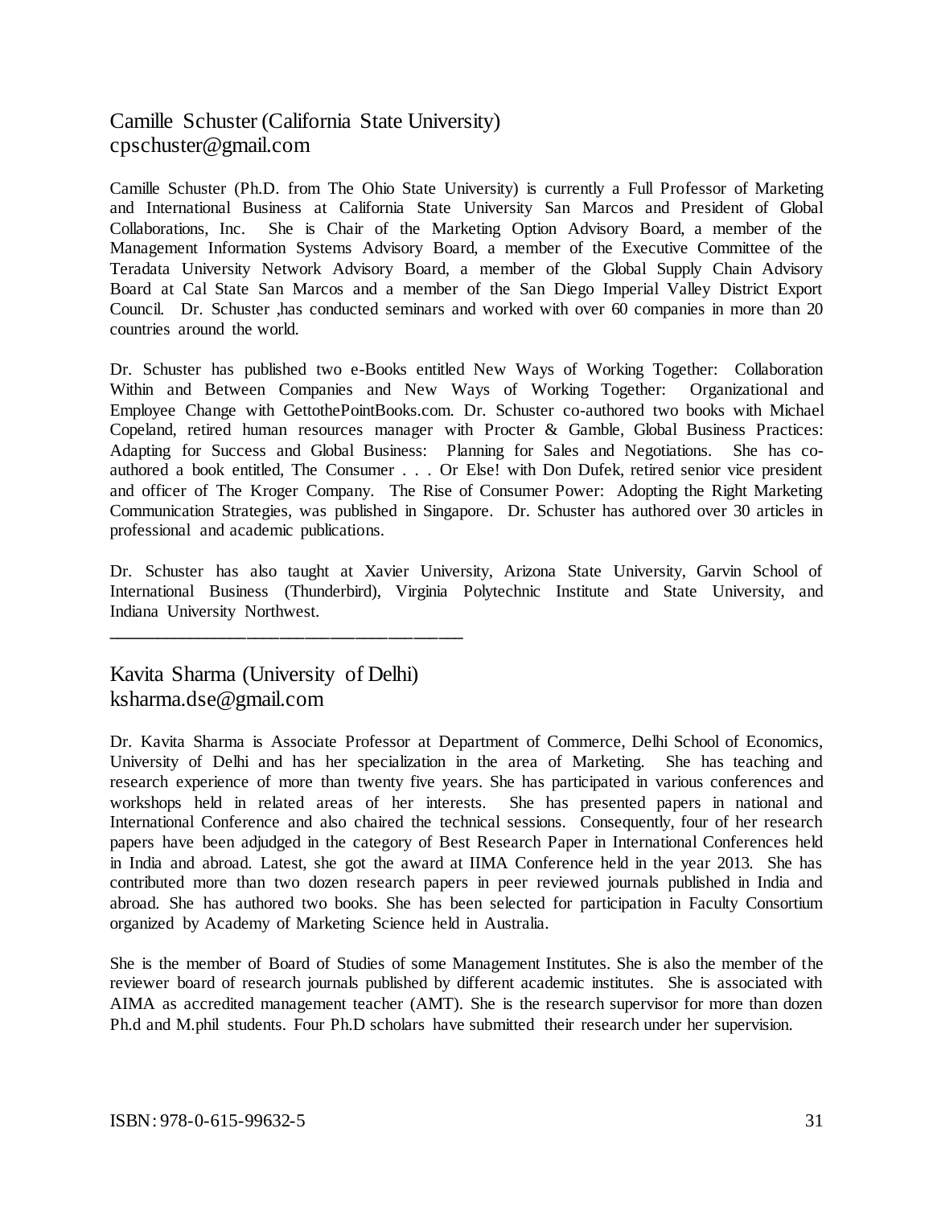## Camille Schuster (California State University)
cpschuster@gmail.com

Camille Schuster (Ph.D. from The Ohio State University) is currently a Full Professor of Marketing and International Business at California State University San Marcos and President of Global Collaborations, Inc. She is Chair of the Marketing Option Advisory Board, a member of the Management Information Systems Advisory Board, a member of the Executive Committee of the Teradata University Network Advisory Board, a member of the Global Supply Chain Advisory Board at Cal State San Marcos and a member of the San Diego Imperial Valley District Export Council. Dr. Schuster ,has conducted seminars and worked with over 60 companies in more than 20 countries around the world.

Dr. Schuster has published two e-Books entitled New Ways of Working Together: Collaboration Within and Between Companies and New Ways of Working Together: Organizational and Employee Change with GettothePointBooks.com. Dr. Schuster co-authored two books with Michael Copeland, retired human resources manager with Procter & Gamble, Global Business Practices: Adapting for Success and Global Business: Planning for Sales and Negotiations. She has co-authored a book entitled, The Consumer . . . Or Else! with Don Dufek, retired senior vice president and officer of The Kroger Company. The Rise of Consumer Power: Adopting the Right Marketing Communication Strategies, was published in Singapore. Dr. Schuster has authored over 30 articles in professional and academic publications.

Dr. Schuster has also taught at Xavier University, Arizona State University, Garvin School of International Business (Thunderbird), Virginia Polytechnic Institute and State University, and Indiana University Northwest.

---

## Kavita Sharma (University of Delhi)
ksharma.dse@gmail.com

Dr. Kavita Sharma is Associate Professor at Department of Commerce, Delhi School of Economics, University of Delhi and has her specialization in the area of Marketing. She has teaching and research experience of more than twenty five years. She has participated in various conferences and workshops held in related areas of her interests. She has presented papers in national and International Conference and also chaired the technical sessions. Consequently, four of her research papers have been adjudged in the category of Best Research Paper in International Conferences held in India and abroad. Latest, she got the award at IIMA Conference held in the year 2013. She has contributed more than two dozen research papers in peer reviewed journals published in India and abroad. She has authored two books. She has been selected for participation in Faculty Consortium organized by Academy of Marketing Science held in Australia.

She is the member of Board of Studies of some Management Institutes. She is also the member of the reviewer board of research journals published by different academic institutes. She is associated with AIMA as accredited management teacher (AMT). She is the research supervisor for more than dozen Ph.d and M.phil students. Four Ph.D scholars have submitted their research under her supervision.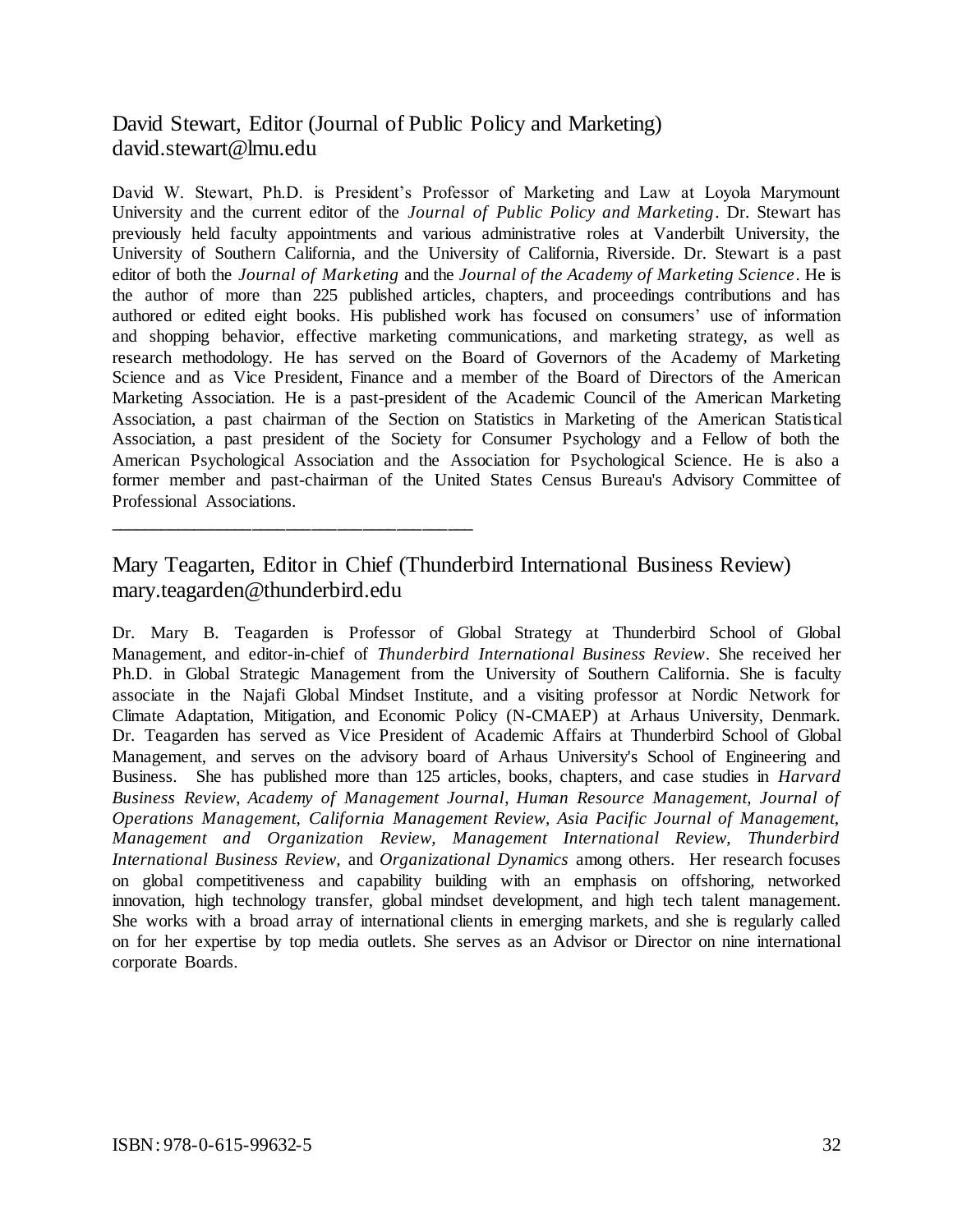## David Stewart, Editor (Journal of Public Policy and Marketing)
david.stewart@lmu.edu

David W. Stewart, Ph.D. is President's Professor of Marketing and Law at Loyola Marymount University and the current editor of the *Journal of Public Policy and Marketing*. Dr. Stewart has previously held faculty appointments and various administrative roles at Vanderbilt University, the University of Southern California, and the University of California, Riverside. Dr. Stewart is a past editor of both the *Journal of Marketing* and the *Journal of the Academy of Marketing Science*. He is the author of more than 225 published articles, chapters, and proceedings contributions and has authored or edited eight books. His published work has focused on consumers' use of information and shopping behavior, effective marketing communications, and marketing strategy, as well as research methodology. He has served on the Board of Governors of the Academy of Marketing Science and as Vice President, Finance and a member of the Board of Directors of the American Marketing Association. He is a past-president of the Academic Council of the American Marketing Association, a past chairman of the Section on Statistics in Marketing of the American Statistical Association, a past president of the Society for Consumer Psychology and a Fellow of both the American Psychological Association and the Association for Psychological Science. He is also a former member and past-chairman of the United States Census Bureau's Advisory Committee of Professional Associations.

---

## Mary Teagarten, Editor in Chief (Thunderbird International Business Review)
mary.teagarden@thunderbird.edu

Dr. Mary B. Teagarden is Professor of Global Strategy at Thunderbird School of Global Management, and editor-in-chief of *Thunderbird International Business Review*. She received her Ph.D. in Global Strategic Management from the University of Southern California. She is faculty associate in the Najafi Global Mindset Institute, and a visiting professor at Nordic Network for Climate Adaptation, Mitigation, and Economic Policy (N-CMAEP) at Arhaus University, Denmark. Dr. Teagarden has served as Vice President of Academic Affairs at Thunderbird School of Global Management, and serves on the advisory board of Arhaus University's School of Engineering and Business. She has published more than 125 articles, books, chapters, and case studies in *Harvard Business Review*, *Academy of Management Journal*, *Human Resource Management*, *Journal of Operations Management*, *California Management Review*, *Asia Pacific Journal of Management*, *Management and Organization Review*, *Management International Review*, *Thunderbird International Business Review*, and *Organizational Dynamics* among others. Her research focuses on global competitiveness and capability building with an emphasis on offshoring, networked innovation, high technology transfer, global mindset development, and high tech talent management. She works with a broad array of international clients in emerging markets, and she is regularly called on for her expertise by top media outlets. She serves as an Advisor or Director on nine international corporate Boards.

ISBN: 978-0-615-99632-5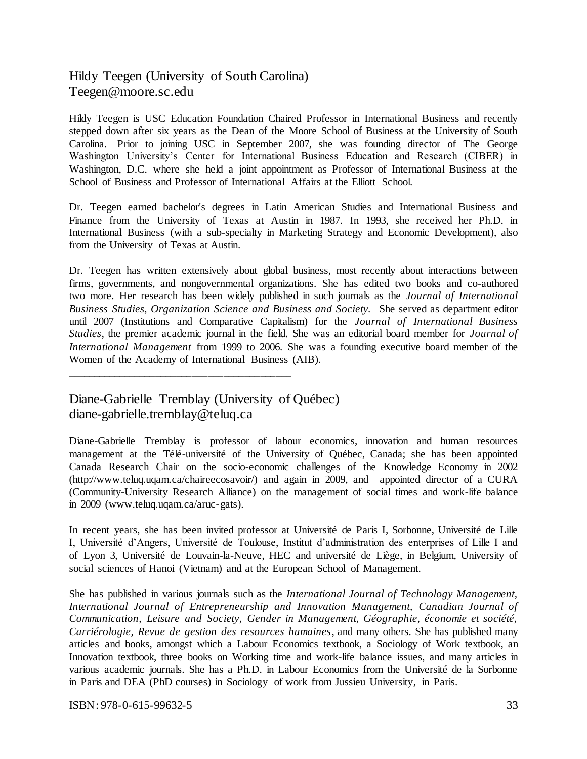## Hildy Teegen (University of South Carolina)
Teegen@moore.sc.edu

Hildy Teegen is USC Education Foundation Chaired Professor in International Business and recently stepped down after six years as the Dean of the Moore School of Business at the University of South Carolina. Prior to joining USC in September 2007, she was founding director of The George Washington University's Center for International Business Education and Research (CIBER) in Washington, D.C. where she held a joint appointment as Professor of International Business at the School of Business and Professor of International Affairs at the Elliott School.

Dr. Teegen earned bachelor's degrees in Latin American Studies and International Business and Finance from the University of Texas at Austin in 1987. In 1993, she received her Ph.D. in International Business (with a sub-specialty in Marketing Strategy and Economic Development), also from the University of Texas at Austin.

Dr. Teegen has written extensively about global business, most recently about interactions between firms, governments, and nongovernmental organizations. She has edited two books and co-authored two more. Her research has been widely published in such journals as the *Journal of International Business Studies, Organization Science and Business and Society*. She served as department editor until 2007 (Institutions and Comparative Capitalism) for the *Journal of International Business Studies*, the premier academic journal in the field. She was an editorial board member for *Journal of International Management* from 1999 to 2006. She was a founding executive board member of the Women of the Academy of International Business (AIB).

---

## Diane-Gabrielle Tremblay (University of Québec)
diane-gabrielle.tremblay@teluq.ca

Diane-Gabrielle Tremblay is professor of labour economics, innovation and human resources management at the Télé-université of the University of Québec, Canada; she has been appointed Canada Research Chair on the socio-economic challenges of the Knowledge Economy in 2002 (http://www.teluq.uqam.ca/chaireecosavoir/) and again in 2009, and appointed director of a CURA (Community-University Research Alliance) on the management of social times and work-life balance in 2009 (www.teluq.uqam.ca/aruc-gats).

In recent years, she has been invited professor at Université de Paris I, Sorbonne, Université de Lille I, Université d'Angers, Université de Toulouse, Institut d'administration des enterprises of Lille I and of Lyon 3, Université de Louvain-la-Neuve, HEC and université de Liège, in Belgium, University of social sciences of Hanoi (Vietnam) and at the European School of Management.

She has published in various journals such as the *International Journal of Technology Management, International Journal of Entrepreneurship and Innovation Management, Canadian Journal of Communication, Leisure and Society, Gender in Management, Géographie, économie et société, Carriérologie, Revue de gestion des resources humaines*, and many others. She has published many articles and books, amongst which a Labour Economics textbook, a Sociology of Work textbook, an Innovation textbook, three books on Working time and work-life balance issues, and many articles in various academic journals. She has a Ph.D. in Labour Economics from the Université de la Sorbonne in Paris and DEA (PhD courses) in Sociology of work from Jussieu University, in Paris.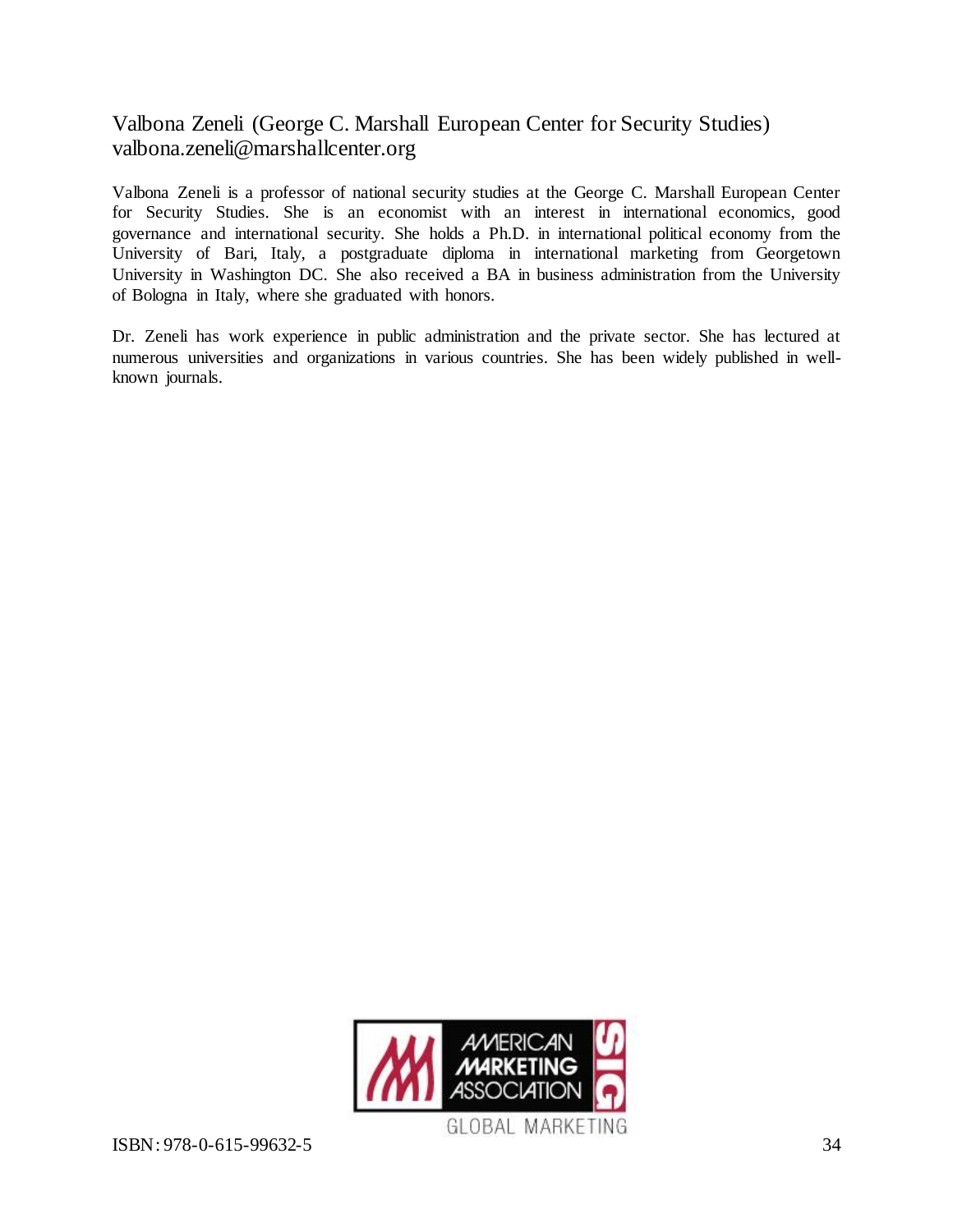Valbona Zeneli (George C. Marshall European Center for Security Studies)
valbona.zeneli@marshallcenter.org

Valbona Zeneli is a professor of national security studies at the George C. Marshall European Center for Security Studies. She is an economist with an interest in international economics, good governance and international security. She holds a Ph.D. in international political economy from the University of Bari, Italy, a postgraduate diploma in international marketing from Georgetown University in Washington DC. She also received a BA in business administration from the University of Bologna in Italy, where she graduated with honors.

Dr. Zeneli has work experience in public administration and the private sector. She has lectured at numerous universities and organizations in various countries. She has been widely published in well-known journals.